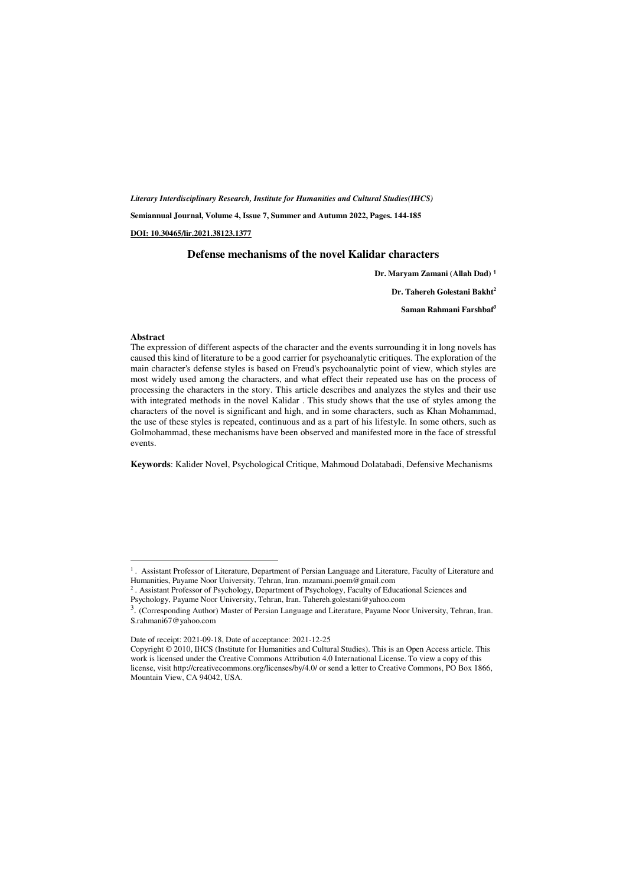*Literary Interdisciplinary Research, Institute for Humanities and Cultural Studies(IHCS)*

**Semiannual Journal, Volume 4, Issue 7, Summer and Autumn 2022, Pages. 144-185**

**DOI: 10.30465/lir.2021.38123.1377**

# Defense mechanisms of the novel Kalidar characters

**Dr. Maryam Zamani (Allah Dad) [1]**

**Dr. Tahereh Golestani Bakht[2]**

**Saman Rahmani Farshbaf[3]**

## Abstract

The expression of different aspects of the character and the events surrounding it in long novels has caused this kind of literature to be a good carrier for psychoanalytic critiques. The exploration of the main character's defense styles is based on Freud's psychoanalytic point of view, which styles are most widely used among the characters, and what effect their repeated use has on the process of processing the characters in the story. This article describes and analyzes the styles and their use with integrated methods in the novel Kalidar . This study shows that the use of styles among the characters of the novel is significant and high, and in some characters, such as Khan Mohammad, the use of these styles is repeated, continuous and as a part of his lifestyle. In some others, such as Golmohammad, these mechanisms have been observed and manifested more in the face of stressful events.

**Keywords**: Kalider Novel, Psychological Critique, Mahmoud Dolatabadi, Defensive Mechanisms

---

[1] . Assistant Professor of Literature, Department of Persian Language and Literature, Faculty of Literature and Humanities, Payame Noor University, Tehran, Iran. mzamani.poem@gmail.com

[2] . Assistant Professor of Psychology, Department of Psychology, Faculty of Educational Sciences and Psychology, Payame Noor University, Tehran, Iran. Tahereh.golestani@yahoo.com

[3]. (Corresponding Author) Master of Persian Language and Literature, Payame Noor University, Tehran, Iran. S.rahmani67@yahoo.com

Date of receipt: 2021-09-18, Date of acceptance: 2021-12-25

Copyright © 2010, IHCS (Institute for Humanities and Cultural Studies). This is an Open Access article. This work is licensed under the Creative Commons Attribution 4.0 International License. To view a copy of this license, visit http://creativecommons.org/licenses/by/4.0/ or send a letter to Creative Commons, PO Box 1866, Mountain View, CA 94042, USA.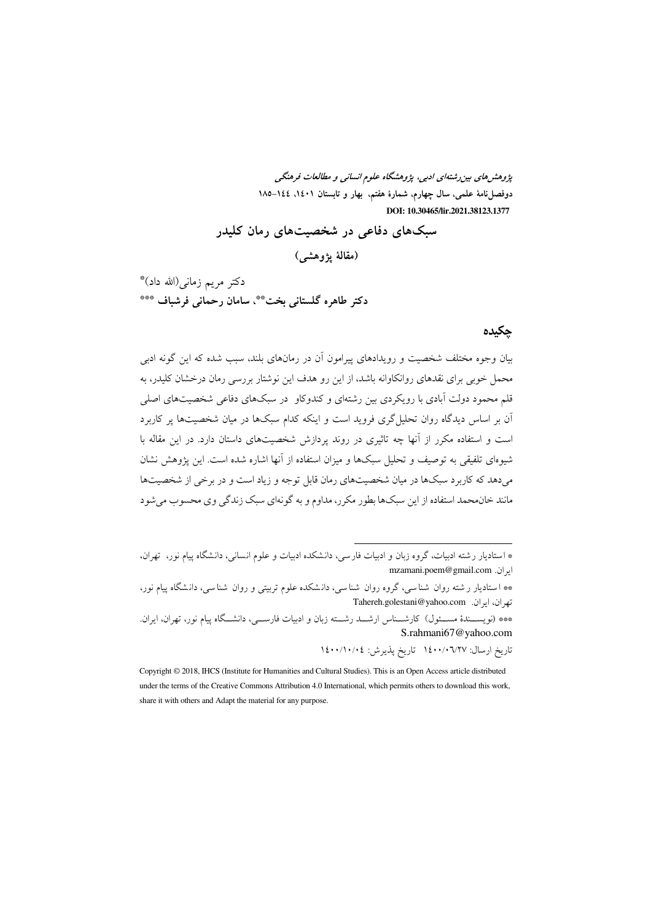# سبک‌های دفاعی در شخصیت‌های رمان کلیدر

**(مقالهٔ پژوهشی)**

دکتر مریم زمانی(الله داد)*

**دکتر طاهره گلستانی بخت**، سامان رحمانی فرشباف *****

## چکیده

بیان وجوه مختلف شخصیت و رویدادهای پیرامون آن در رمان‌های بلند، سبب شده که این گونه ادبی محمل خوبی برای نقدهای روانکاوانه باشد، از این رو هدف این نوشتار بررسی رمان درخشان کلیدر، به قلم محمود دولت آبادی با رویکردی بین رشته‌ای و کندوکاو در سبک‌های دفاعی شخصیت‌های اصلی آن بر اساس دیدگاه روان تحلیل‌گری فروید است و اینکه کدام سبک‌ها در میان شخصیت‌ها پر کاربرد است و استفاده مکرر از آنها چه تاثیری در روند پردازش شخصیت‌های داستان دارد. در این مقاله با شیوه‌ای تلفیقی به توصیف و تحلیل سبک‌ها و میزان استفاده از آنها اشاره شده است. این پژوهش نشان می‌دهد که کاربرد سبک‌ها در میان شخصیت‌های رمان قابل توجه و زیاد است و در برخی از شخصیت‌ها مانند خان‌محمد استفاده از این سبک‌ها بطور مکرر، مداوم و به گونه‌ای سبک زندگی وی محسوب می‌شود

---

* استادیار رشته ادبیات، گروه زبان و ادبیات فارسی، دانشکده ادبیات و علوم انسانی، دانشگاه پیام نور، تهران، ایران. mzamani.poem@gmail.com

** استادیار رشته روان شناسی، گروه روان شناسی، دانشکده علوم تربیتی و روان شناسی، دانشگاه پیام نور، تهران، ایران. Tahereh.golestani@yahoo.com

*** (نویسندهٔ مسئول) کارشناس ارشد رشته زبان و ادبیات فارسی، دانشگاه پیام نور، تهران، ایران. S.rahmani67@yahoo.com

تاریخ ارسال: ۱۴۰۰/۰۶/۲۷ تاریخ پذیرش: ۱۴۰۰/۱۰/۰۴

Copyright © 2018, IHCS (Institute for Humanities and Cultural Studies). This is an Open Access article distributed under the terms of the Creative Commons Attribution 4.0 International, which permits others to download this work, share it with others and Adapt the material for any purpose.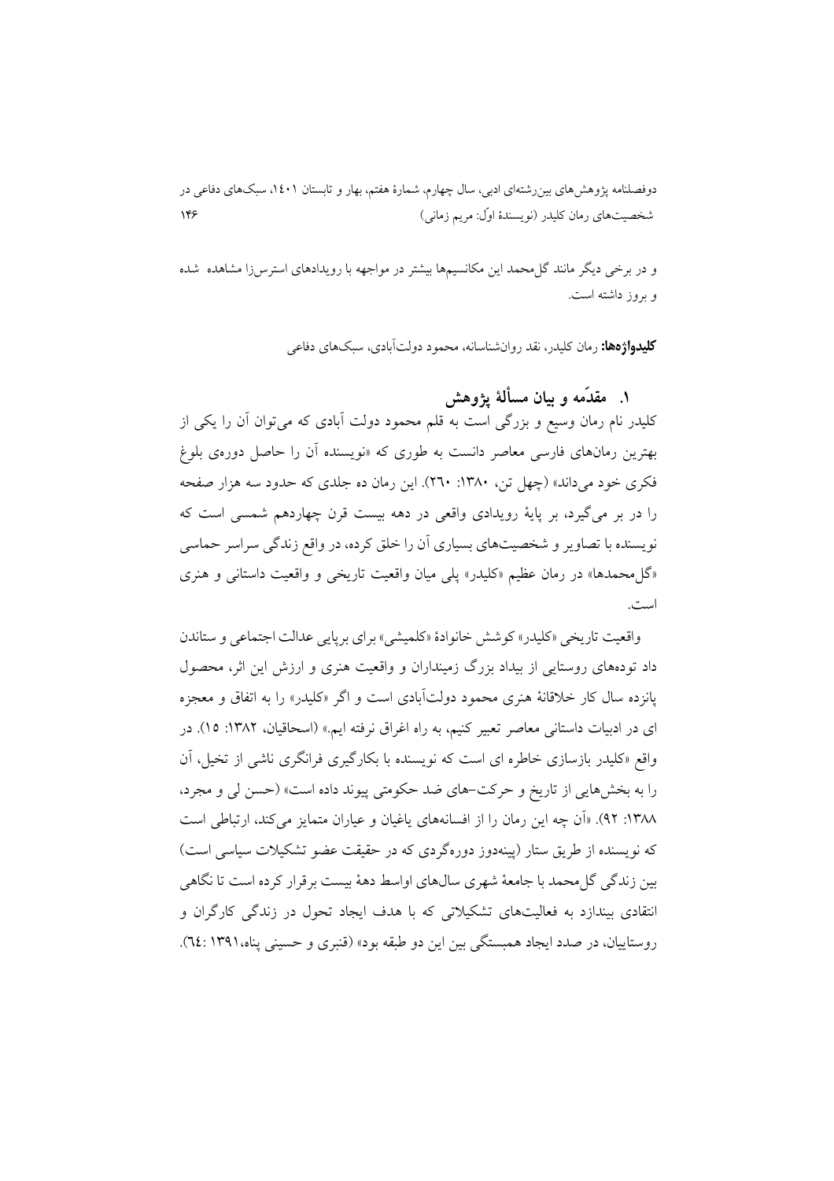و در برخی دیگر مانند گل‌محمد این مکانیسم‌ها بیشتر در مواجهه با رویدادهای استرس‌زا مشاهده شده و بروز داشته است.

**کلیدواژه‌ها:** رمان کلیدر، نقد روان‌شناسانه، محمود دولت‌آبادی، سبک‌های دفاعی

## ۱. مقدّمه و بیان مسألهٔ پژوهش

کلیدر نام رمان وسیع و بزرگی است به قلم محمود دولت آبادی که می‌توان آن را یکی از بهترین رمان‌های فارسی معاصر دانست به طوری که «نویسنده آن را حاصل دوره‌ی بلوغ فکری خود می‌داند» (چهل تن، ۱۳۸۰: ۲٦٠). این رمان ده جلدی که حدود سه هزار صفحه را در بر می‌گیرد، بر پایهٔ رویدادی واقعی در دهه بیست قرن چهاردهم شمسی است که نویسنده با تصاویر و شخصیت‌های بسیاری آن را خلق کرده، در واقع زندگی سراسر حماسی «گل‌محمدها» در رمان عظیم «کلیدر» پلی میان واقعیت تاریخی و واقعیت داستانی و هنری است.

واقعیت تاریخی «کلیدر» کوشش خانوادهٔ «کلمیشی» برای برپایی عدالت اجتماعی و ستاندن داد توده‌های روستایی از بیداد بزرگ زمینداران و واقعیت هنری و ارزش این اثر، محصول پانزده سال کار خلاقانهٔ هنری محمود دولت‌آبادی است و اگر «کلیدر» را به اتفاق و معجزه ای در ادبیات داستانی معاصر تعبیر کنیم، به راه اغراق نرفته ایم.» (اسحاقیان، ۱۳۸۲: ۱۵). در واقع «کلیدر بازسازی خاطره ای است که نویسنده با بکارگیری فرانگری ناشی از تخیل، آن را به بخش‌هایی از تاریخ و حرکت–های ضد حکومتی پیوند داده است» (حسن لی و مجرد، ۱۳۸۸: ۹۲). «آن چه این رمان را از افسانه‌های یاغیان و عیاران متمایز می‌کند، ارتباطی است که نویسنده از طریق ستار (پینه‌دوز دوره‌گردی که در حقیقت عضو تشکیلات سیاسی است) بین زندگی گل‌محمد با جامعهٔ شهری سال‌های اواسط دههٔ بیست برقرار کرده است تا نگاهی انتقادی بیندازد به فعالیت‌های تشکیلاتی که با هدف ایجاد تحول در زندگی کارگران و روستاییان، در صدد ایجاد همبستگی بین این دو طبقه بود» (قنبری و حسینی پناه،۱۳۹۱ :٦٤).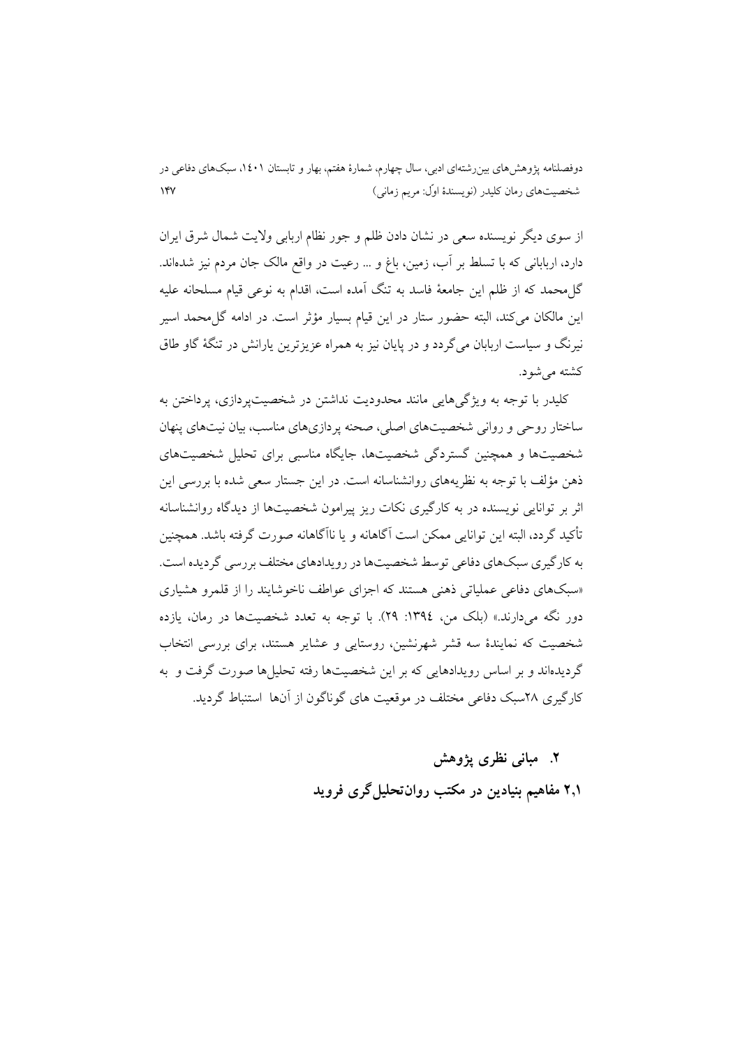از سوی دیگر نویسنده سعی در نشان دادن ظلم و جور نظام اربابی ولایت شمال شرق ایران دارد، اربابانی که با تسلط بر آب، زمین، باغ و ... رعیت در واقع مالک جان مردم نیز شده‌اند. گل‌محمد که از ظلم این جامعهٔ فاسد به تنگ آمده است، اقدام به نوعی قیام مسلحانه علیه این مالکان می‌کند، البته حضور ستار در این قیام بسیار مؤثر است. در ادامه گل‌محمد اسیر نیرنگ و سیاست اربابان می‌گردد و در پایان نیز به همراه عزیزترین یارانش در تنگهٔ گاو طاق کشته می‌شود.

کلیدر با توجه به ویژگی‌هایی مانند محدودیت نداشتن در شخصیت‌پردازی، پرداختن به ساختار روحی و روانی شخصیت‌های اصلی، صحنه پردازی‌های مناسب، بیان نیت‌های پنهان شخصیت‌ها و همچنین گستردگی شخصیت‌ها، جایگاه مناسبی برای تحلیل شخصیت‌های ذهن مؤلف با توجه به نظریه‌های روانشناسانه است. در این جستار سعی شده با بررسی این اثر بر توانایی نویسنده در به کارگیری نکات ریز پیرامون شخصیت‌ها از دیدگاه روانشناسانه تأکید گردد، البته این توانایی ممکن است آگاهانه و یا ناآگاهانه صورت گرفته باشد. همچنین به کارگیری سبک‌های دفاعی توسط شخصیت‌ها در رویدادهای مختلف بررسی گردیده است. «سبک‌های دفاعی عملیاتی ذهنی هستند که اجزای عواطف ناخوشایند را از قلمرو هشیاری دور نگه می‌دارند.» (بلک من، ١٣٩٤: ٢٩). با توجه به تعدد شخصیت‌ها در رمان، یازده شخصیت که نمایندهٔ سه قشر شهرنشین، روستایی و عشایر هستند، برای بررسی انتخاب گردیده‌اند و بر اساس رویدادهایی که بر این شخصیت‌ها رفته تحلیل‌ها صورت گرفت و به کارگیری ٢٨سبک دفاعی مختلف در موقعیت های گوناگون از آن‌ها استنباط گردید.

## ٢. مبانی نظری پژوهش

### ٢,١ مفاهیم بنیادین در مکتب روان‌تحلیل‌گری فروید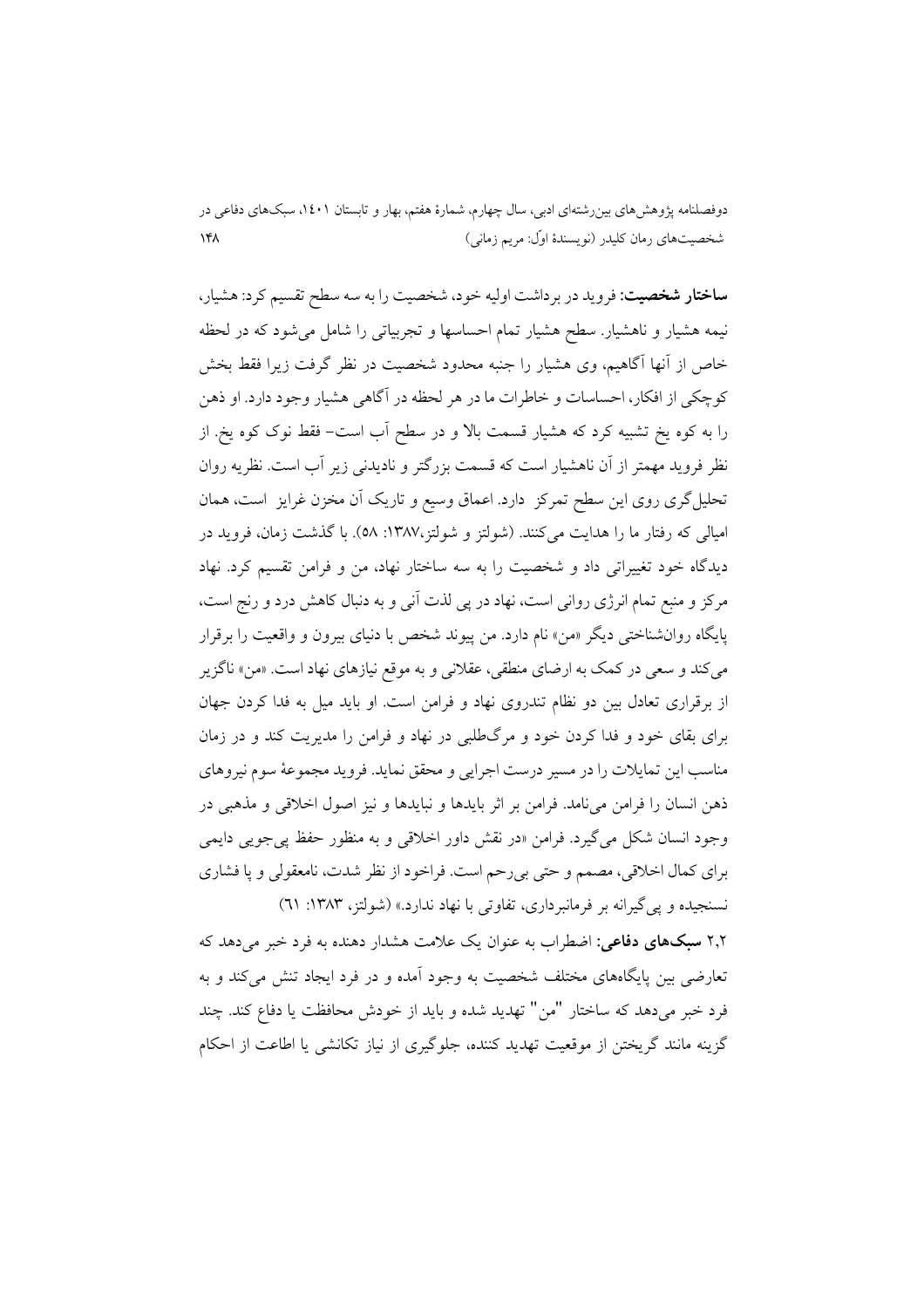**ساختار شخصیت:** فروید در برداشت اولیه خود، شخصیت را به سه سطح تقسیم کرد: هشیار، نیمه هشیار و ناهشیار. سطح هشیار تمام احساسها و تجربیاتی را شامل می‌شود که در لحظه خاص از آنها آگاهیم، وی هشیار را جنبه محدود شخصیت در نظر گرفت زیرا فقط بخش کوچکی از افکار، احساسات و خاطرات ما در هر لحظه در آگاهی هشیار وجود دارد. او ذهن را به کوه یخ تشبیه کرد که هشیار قسمت بالا و در سطح آب است- فقط نوک کوه یخ. از نظر فروید مهمتر از آن ناهشیار است که قسمت بزرگتر و نادیدنی زیر آب است. نظریه روان تحلیل‌گری روی این سطح تمرکز دارد. اعماق وسیع و تاریک آن مخزن غرایز است، همان امیالی که رفتار ما را هدایت می‌کنند. (شولتز و شولتز،۱۳۸۷: ۵۸). با گذشت زمان، فروید در دیدگاه خود تغییراتی داد و شخصیت را به سه ساختار نهاد، من و فرامن تقسیم کرد. نهاد مرکز و منبع تمام انرژی روانی است، نهاد در پی لذت آنی و به دنبال کاهش درد و رنج است، پایگاه روان‌شناختی دیگر «من» نام دارد. من پیوند شخص با دنیای بیرون و واقعیت را برقرار می‌کند و سعی در کمک به ارضای منطقی، عقلانی و به موقع نیازهای نهاد است. «من» ناگزیر از برقراری تعادل بین دو نظام تندروی نهاد و فرامن است. او باید میل به فدا کردن جهان برای بقای خود و فدا کردن خود و مرگ‌طلبی در نهاد و فرامن را مدیریت کند و در زمان مناسب این تمایلات را در مسیر درست اجرایی و محقق نماید. فروید مجموعهٔ سوم نیروهای ذهن انسان را فرامن می‌نامد. فرامن بر اثر بایدها و نبایدها و نیز اصول اخلاقی و مذهبی در وجود انسان شکل می‌گیرد. فرامن «در نقش داور اخلاقی و به منظور حفظ پی‌جویی دایمی برای کمال اخلاقی، مصمم و حتی بی‌رحم است. فراخود از نظر شدت، نامعقولی و پا فشاری نسنجیده و پی‌گیرانه بر فرمانبرداری، تفاوتی با نهاد ندارد.» (شولتز، ۱۳۸۳: ٦١)

۲,۲ **سبک‌های دفاعی:** اضطراب به عنوان یک علامت هشدار دهنده به فرد خبر می‌دهد که تعارضی بین پایگاه‌های مختلف شخصیت به وجود آمده و در فرد ایجاد تنش می‌کند و به فرد خبر می‌دهد که ساختار "من" تهدید شده و باید از خودش محافظت یا دفاع کند. چند گزینه مانند گریختن از موقعیت تهدید کننده، جلوگیری از نیاز تکانشی یا اطاعت از احکام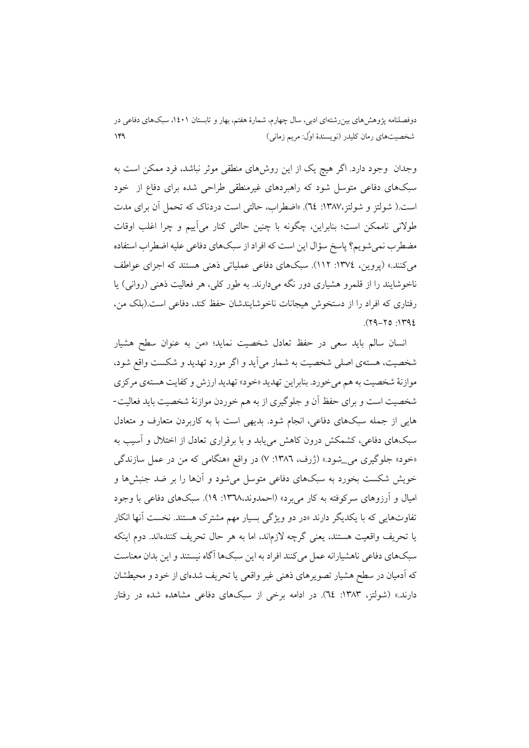وجدان وجود دارد. اگر هیچ یک از این روش‌های منطقی موثر نباشد، فرد ممکن است به سبک‌های دفاعی متوسل شود که راهبردهای غیرمنطقی طراحی شده برای دفاع از خود است.( شولتز و شولتز،۱۳۸۷: ٦٤). «اضطراب، حالتی است دردناک که تحمل آن برای مدت طولانی ناممکن است؛ بنابراین، چگونه با چنین حالتی کنار می‌آییم و چرا اغلب اوقات مضطرب نمی‌شویم؟ پاسخ سؤال این است که افراد از سبک‌های دفاعی علیه اضطراب استفاده می‌کنند.» (پروین، ١٣٧٤: ١١٢). سبک‌های دفاعی عملیاتی ذهنی هستند که اجزای عواطف ناخوشایند را از قلمرو هشیاری دور نگه می‌دارند. به طور کلی، هر فعالیت ذهنی (روانی) یا رفتاری که افراد را از دستخوش هیجانات ناخوشایندشان حفظ کند، دفاعی است.(بلک من، ١٣٩٤: ٢٥-٢٩).

انسان سالم باید سعی در حفظ تعادل شخصیت نماید؛ «من به عنوان سطح هشیار شخصیت، هسته‌ی اصلی شخصیت به شمار می‌آید و اگر مورد تهدید و شکست واقع شود، موازنهٔ شخصیت به هم می‌خورد. بنابراین تهدید «خود» تهدید ارزش و کفایت هسته‌ی مرکزی شخصیت است و برای حفظ آن و جلوگیری از به هم خوردن موازنهٔ شخصیت باید فعالیت‌هایی از جمله سبک‌های دفاعی، انجام شود. بدیهی است با به کاربردن متعارف و متعادل سبک‌های دفاعی، کشمکش درون کاهش می‌یابد و با برقراری تعادل از اختلال و آسیب به «خود» جلوگیری می‌شود.» (ژرف، ١٣٨٦: ٧) در واقع «هنگامی که من در عمل سازندگی خویش شکست بخورد به سبک‌های دفاعی متوسل می‌شود و آن‌ها را بر ضد جنبش‌ها و امیال و آرزوهای سرکوفته به کار می‌برد» (احمدوند،١٣٦٨: ١٩). سبک‌های دفاعی با وجود تفاوت‌هایی که با یکدیگر دارند «در دو ویژگی بسیار مهم مشترک هستند. نخست آنها انکار یا تحریف واقعیت هستند، یعنی گرچه لازم‌اند، اما به هر حال تحریف کننده‌اند. دوم اینکه سبک‌های دفاعی ناهشیارانه عمل می‌کنند افراد به این سبک‌ها آگاه نیستند و این بدان معناست که آدمیان در سطح هشیار تصویرهای ذهنی غیر واقعی یا تحریف شده‌ای از خود و محیطشان دارند.» (شولتز، ١٣٨٣: ٦٤). در ادامه برخی از سبک‌های دفاعی مشاهده شده در رفتار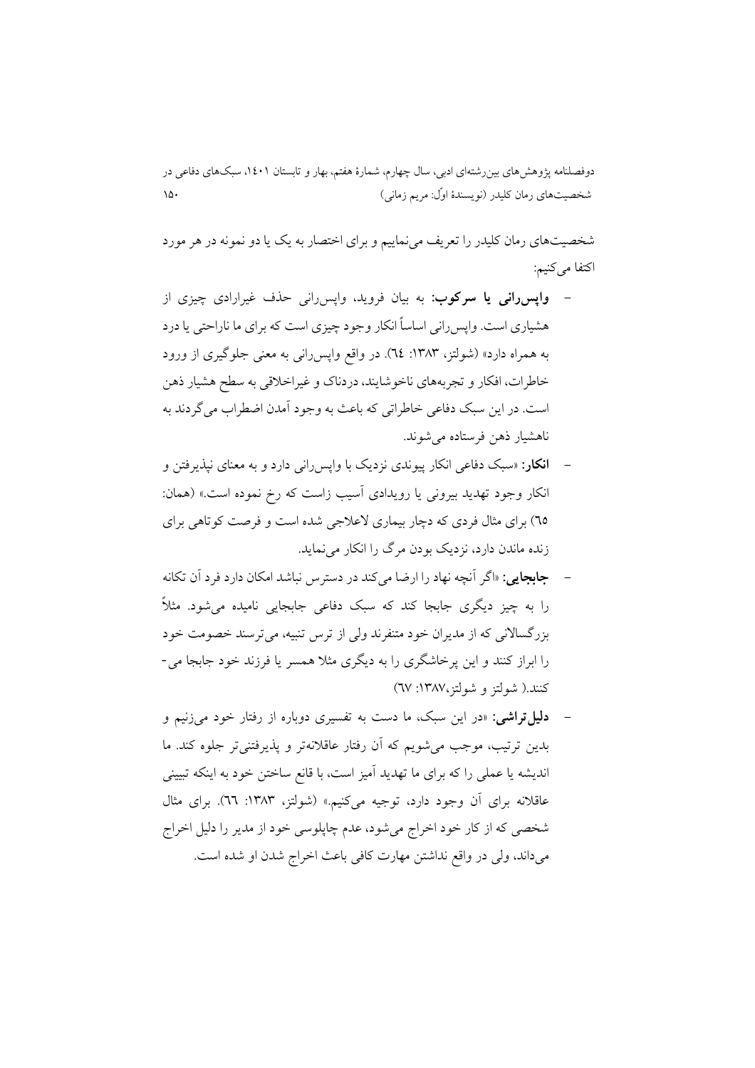شخصیت‌های رمان کلیدر را تعریف می‌نماییم و برای اختصار به یک یا دو نمونه در هر مورد اکتفا می‌کنیم:

- **واپس‌رانی یا سرکوب:** به بیان فروید، واپس‌رانی حذف غیرارادی چیزی از هشیاری است. واپس‌رانی اساساً انکار وجود چیزی است که برای ما ناراحتی یا درد به همراه دارد» (شولتز، ۱۳۸۳: ٦٤). در واقع واپس‌رانی به معنی جلوگیری از ورود خاطرات، افکار و تجربه‌های ناخوشایند، دردناک و غیراخلاقی به سطح هشیار ذهن است. در این سبک دفاعی خاطراتی که باعث به وجود آمدن اضطراب می‌گردند به ناهشیار ذهن فرستاده می‌شوند.
- **انکار:** «سبک دفاعی انکار پیوندی نزدیک با واپس‌رانی دارد و به معنای نپذیرفتن و انکار وجود تهدید بیرونی یا رویدادی آسیب زاست که رخ نموده است.» (همان: ٦٥) برای مثال فردی که دچار بیماری لاعلاجی شده است و فرصت کوتاهی برای زنده ماندن دارد، نزدیک بودن مرگ را انکار می‌نماید.
- **جابجایی:** «اگر آنچه نهاد را ارضا می‌کند در دسترس نباشد امکان دارد فرد آن تکانه را به چیز دیگری جابجا کند که سبک دفاعی جابجایی نامیده می‌شود. مثلاً بزرگسالانی که از مدیران خود متنفرند ولی از ترس تنبیه، می‌ترسند خصومت خود را ابراز کنند و این پرخاشگری را به دیگری مثلا همسر یا فرزند خود جابجا می‌کنند.( شولتز و شولتز،۱۳۸۷: ٦٧)
- **دلیل‌تراشی:** «در این سبک، ما دست به تفسیری دوباره از رفتار خود می‌زنیم و بدین ترتیب، موجب می‌شویم که آن رفتار عاقلانه‌تر و پذیرفتنی‌تر جلوه کند. ما اندیشه یا عملی را که برای ما تهدید آمیز است، با قانع ساختن خود به اینکه تبیینی عاقلانه برای آن وجود دارد، توجیه می‌کنیم.» (شولتز، ۱۳۸۳: ٦٦). برای مثال شخصی که از کار خود اخراج می‌شود، عدم چاپلوسی خود از مدیر را دلیل اخراج می‌داند، ولی در واقع نداشتن مهارت کافی باعث اخراج شدن او شده است.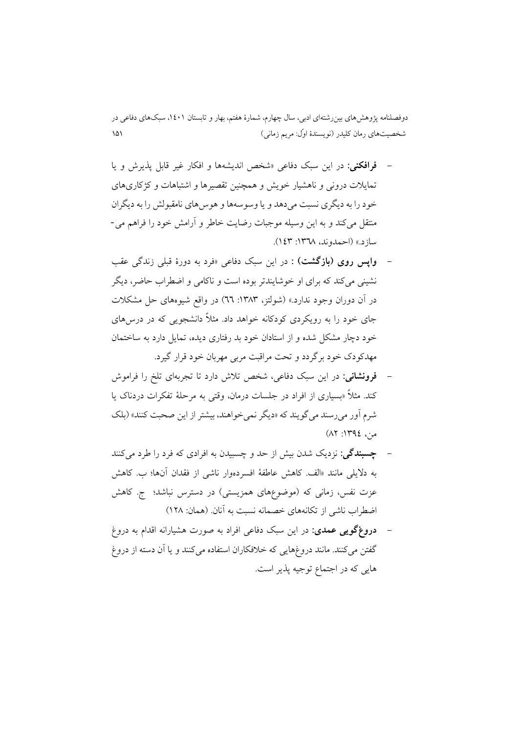- **فرافکنی:** در این سبک دفاعی «شخص اندیشه‌ها و افکار غیر قابل پذیرش و یا تمایلات درونی و ناهشیار خویش و همچنین تقصیرها و اشتباهات و کژکاری‌های خود را به دیگری نسبت می‌دهد و یا وسوسه‌ها و هوس‌های نامقبولش را به دیگران منتقل می‌کند و به این وسیله موجبات رضایت خاطر و آرامش خود را فراهم می‌سازد.» (احمدوند، ۱۳٦۸: ۱٤۳).

- **واپس روی (بازگشت) :** در این سبک دفاعی «فرد به دورهٔ قبلی زندگی عقب نشینی می‌کند که برای او خوشایندتر بوده است و ناکامی و اضطراب حاضر، دیگر در آن دوران وجود ندارد.» (شولتز، ۱۳۸۳: ٦٦) در واقع شیوه‌های حل مشکلات جای خود را به رویکردی کودکانه خواهد داد. مثلاً دانشجویی که در درس‌های خود دچار مشکل شده و از استادان خود بد رفتاری دیده، تمایل دارد به ساختمان مهدکودک خود برگردد و تحت مراقبت مربی مهربان خود قرار گیرد.

- **فرونشانی:** در این سبک دفاعی، شخص تلاش دارد تا تجربه‌ای تلخ را فراموش کند. مثلاً «بسیاری از افراد در جلسات درمان، وقتی به مرحلهٔ تفکرات دردناک یا شرم آور می‌رسند می‌گویند که «دیگر نمی‌خواهند، بیشتر از این صحبت کنند» (بلک من، ۱۳۹٤: ۸۲)

- **چسبندگی:** نزدیک شدن بیش از حد و چسبیدن به افرادی که فرد را طرد می‌کنند به دلایلی مانند «الف. کاهش عاطفهٔ افسرده‌وار ناشی از فقدان آنها؛ ب. کاهش عزت نفس، زمانی که (موضوع‌های همزیستی) در دسترس نباشد؛ ج. کاهش اضطراب ناشی از تکانه‌های خصمانه نسبت به آنان. (همان: ۱۲۸)

- **دروغ‌گویی عمدی:** در این سبک دفاعی افراد به صورت هشیارانه اقدام به دروغ گفتن می‌کنند. مانند دروغ‌هایی که خلافکاران استفاده می‌کنند و یا آن دسته از دروغ هایی که در اجتماع توجیه پذیر است.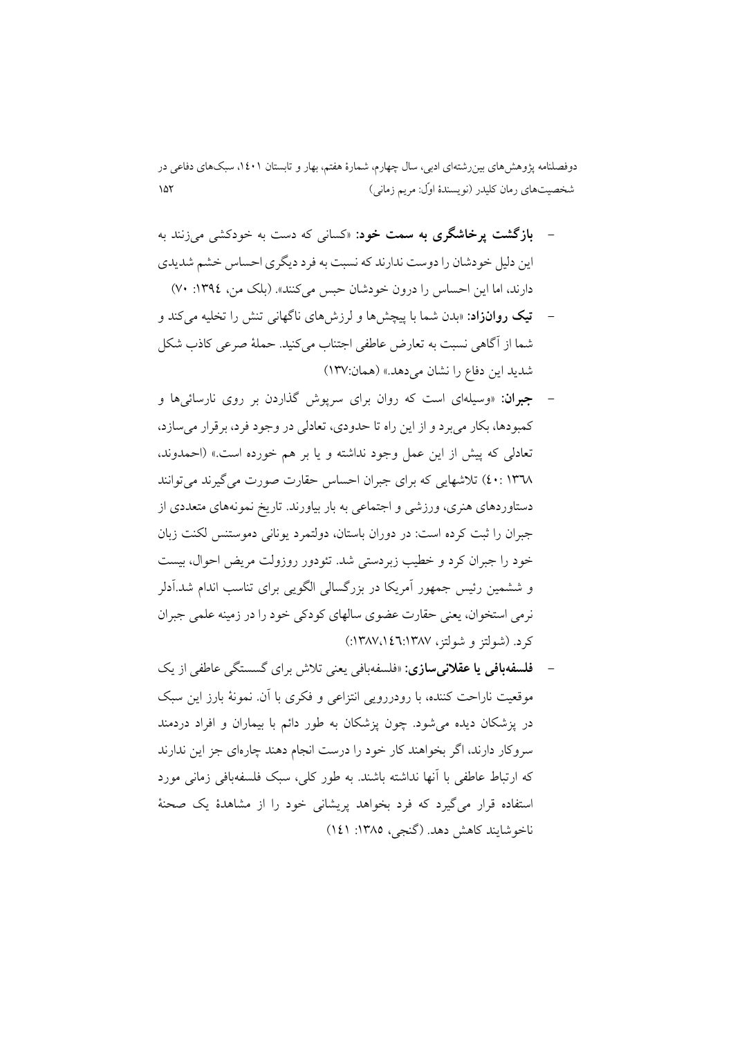- **بازگشت پرخاشگری به سمت خود:** «کسانی که دست به خودکشی می‌زنند به این دلیل خودشان را دوست ندارند که نسبت به فرد دیگری احساس خشم شدیدی دارند، اما این احساس را درون خودشان حبس می‌کنند». (بلک من، ۱۳۹٤: ۷۰)
- **تیک روان‌زاد:** «بدن شما با پیچش‌ها و لرزش‌های ناگهانی تنش را تخلیه می‌کند و شما از آگاهی نسبت به تعارض عاطفی اجتناب می‌کنید. حملهٔ صرعی کاذب شکل شدید این دفاع را نشان می‌دهد.» (همان:۱۳۷)
- **جبران:** «وسیله‌ای است که روان برای سرپوش گذاردن بر روی نارسائی‌ها و کمبودها، بکار می‌برد و از این راه تا حدودی، تعادلی در وجود فرد، برقرار می‌سازد، تعادلی که پیش از این عمل وجود نداشته و یا بر هم خورده است.» (احمدوند، ۱۳٦۸ :٤۰) تلاشهایی که برای جبران احساس حقارت صورت می‌گیرند می‌توانند دستاوردهای هنری، ورزشی و اجتماعی به بار بیاورند. تاریخ نمونه‌های متعددی از جبران را ثبت کرده است: در دوران باستان، دولتمرد یونانی دموستنس لکنت زبان خود را جبران کرد و خطیب زبردستی شد. تئودور روزولت مریض احوال، بیست و ششمین رئیس جمهور آمریکا در بزرگسالی الگویی برای تناسب اندام شد.آدلر نرمی استخوان، یعنی حقارت عضوی سالهای کودکی خود را در زمینه علمی جبران کرد. (شولتز و شولتز، ۱۳۸۷:۱٤٦،۱۳۸۷:)
- **فلسفه‌بافی یا عقلانی‌سازی:** «فلسفه‌بافی یعنی تلاش برای گسستگی عاطفی از یک موقعیت ناراحت کننده، با رودررویی انتزاعی و فکری با آن. نمونهٔ بارز این سبک در پزشکان دیده می‌شود. چون پزشکان به طور دائم با بیماران و افراد دردمند سروکار دارند، اگر بخواهند کار خود را درست انجام دهند چاره‌ای جز این ندارند که ارتباط عاطفی با آنها نداشته باشند. به طور کلی، سبک فلسفه‌بافی زمانی مورد استفاده قرار می‌گیرد که فرد بخواهد پریشانی خود را از مشاهدهٔ یک صحنهٔ ناخوشایند کاهش دهد. (گنجی، ۱۳۸۵: ۱٤۱)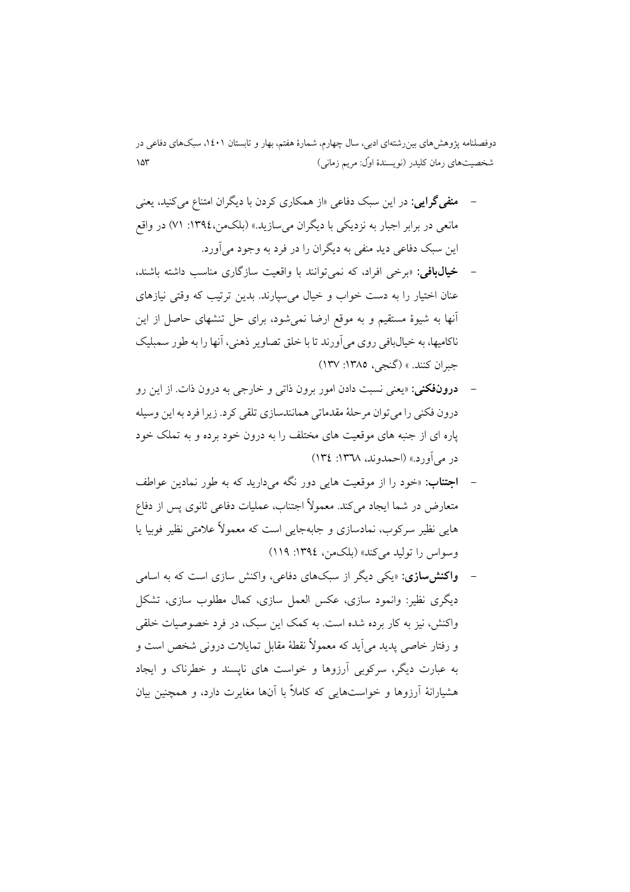- **منفی‌گرایی:** در این سبک دفاعی «از همکاری کردن با دیگران امتناع می‌کنید، یعنی مانعی در برابر اجبار به نزدیکی با دیگران می‌سازید.» (بلک‌من،۱۳۹٤: ۷۱) در واقع این سبک دفاعی دید منفی به دیگران را در فرد به وجود می‌آورد.
- **خیال‌بافی:** «برخی افراد، که نمی‌توانند با واقعیت سازگاری مناسب داشته باشند، عنان اختیار را به دست خواب و خیال می‌سپارند. بدین ترتیب که وقتی نیازهای آنها به شیوهٔ مستقیم و به موقع ارضا نمی‌شود، برای حل تنشهای حاصل از این ناکامیها، به خیال‌بافی روی می‌آورند تا با خلق تصاویر ذهنی، آنها را به طور سمبلیک جبران کنند. » (گنجی، ۱۳۸۵: ۱۳۷)
- **درون‌فکنی:** «یعنی نسبت دادن امور برون ذاتی و خارجی به درون ذات. از این رو درون فکنی را می‌توان مرحلهٔ مقدماتی همانندسازی تلقی کرد. زیرا فرد به این وسیله پاره ای از جنبه های موقعیت های مختلف را به درون خود برده و به تملک خود در می‌آورد.» (احمدوند، ۱۳٦۸: ۱۳٤)
- **اجتناب:** «خود را از موقعیت هایی دور نگه می‌دارید که به طور نمادین عواطف متعارض در شما ایجاد می‌کند. معمولاً اجتناب، عملیات دفاعی ثانوی پس از دفاع هایی نظیر سرکوب، نمادسازی و جابه‌جایی است که معمولاً علامتی نظیر فوبیا یا وسواس را تولید می‌کند» (بلک‌من، ۱۳۹٤: ۱۱۹)
- **واکنش‌سازی:** «یکی دیگر از سبک‌های دفاعی، واکنش سازی است که به اسامی دیگری نظیر: وانمود سازی، عکس العمل سازی، کمال مطلوب سازی، تشکل واکنش، نیز به کار برده شده است. به کمک این سبک، در فرد خصوصیات خلقی و رفتار خاصی پدید می‌آید که معمولاً نقطهٔ مقابل تمایلات درونی شخص است و به عبارت دیگر، سرکوبی آرزوها و خواست های ناپسند و خطرناک و ایجاد هشیارانهٔ آرزوها و خواست‌هایی که کاملاً با آنها مغایرت دارد، و همچنین بیان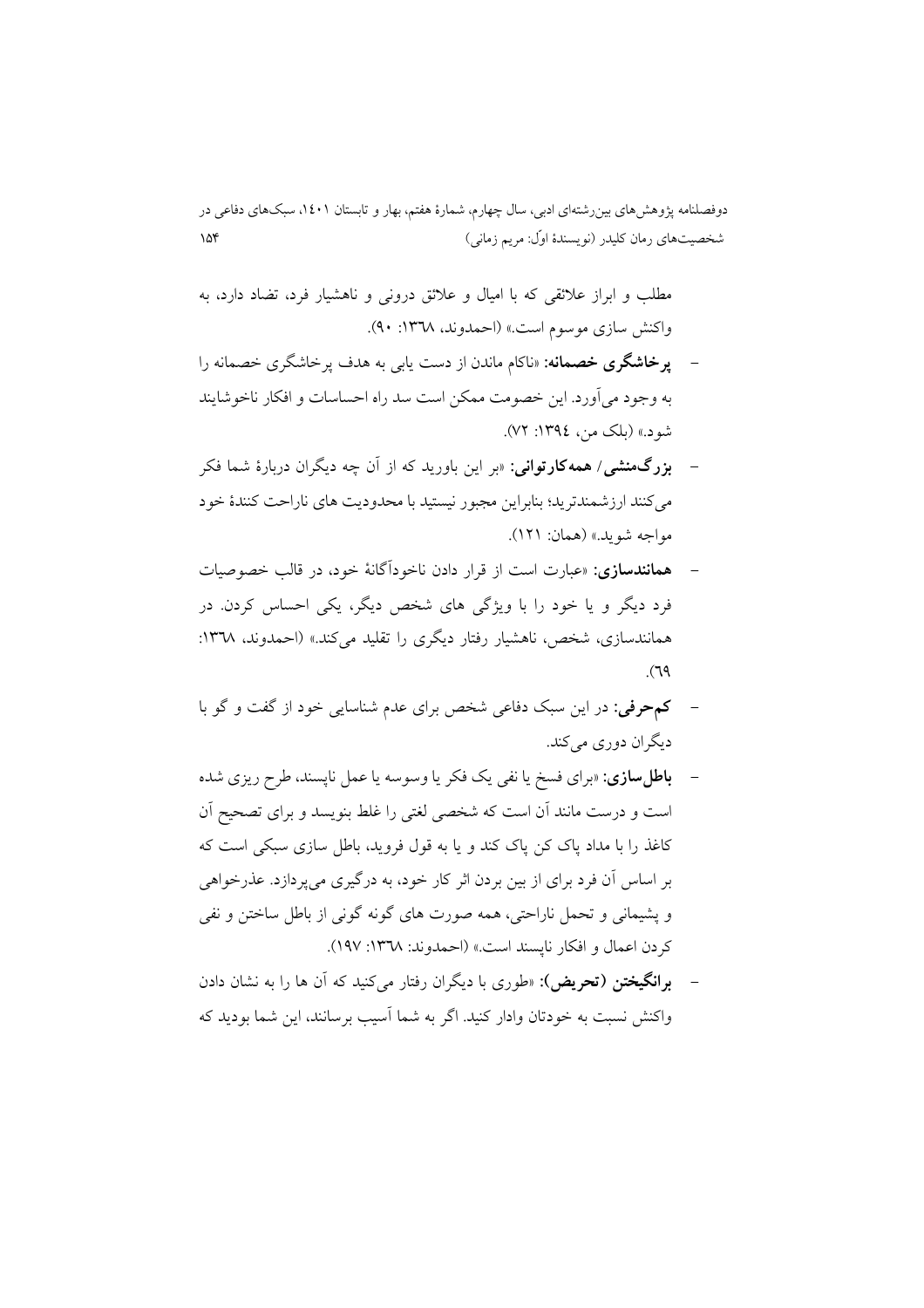مطلب و ابراز علائقی که با امیال و علائق درونی و ناهشیار فرد، تضاد دارد، به واکنش سازی موسوم است.» (احمدوند، ۱۳٦۸: ۹۰).

- **پرخاشگری خصمانه:** «ناکام ماندن از دست یابی به هدف پرخاشگری خصمانه را به وجود می‌آورد. این خصومت ممکن است سد راه احساسات و افکار ناخوشایند شود.» (بلک من، ۱۳۹٤: ۷۲).
- **بزرگ‌منشی/ همه‌کارتوانی:** «بر این باورید که از آن چه دیگران دربارهٔ شما فکر می‌کنند ارزشمندترید؛ بنابراین مجبور نیستید با محدودیت های ناراحت کنندهٔ خود مواجه شوید.» (همان: ۱۲۱).
- **همانندسازی:** «عبارت است از قرار دادن ناخودآگاهٔ خود، در قالب خصوصیات فرد دیگر و یا خود را با ویژگی های شخص دیگر، یکی احساس کردن. در همانندسازی، شخص، ناهشیار رفتار دیگری را تقلید می‌کند.» (احمدوند، ۱۳٦۸: ٦۹).
- **کم‌حرفی:** در این سبک دفاعی شخص برای عدم شناسایی خود از گفت و گو با دیگران دوری می‌کند.
- **باطل‌سازی:** «برای فسخ یا نفی یک فکر یا وسوسه یا عمل ناپسند، طرح ریزی شده است و درست مانند آن است که شخصی لغتی را غلط بنویسد و برای تصحیح آن کاغذ را با مداد پاک کن پاک کند و یا به قول فروید، باطل سازی سبکی است که بر اساس آن فرد برای از بین بردن اثر کار خود، به درگیری می‌پردازد. عذرخواهی و پشیمانی و تحمل ناراحتی، همه صورت های گونه گونی از باطل ساختن و نفی کردن اعمال و افکار ناپسند است.» (احمدوند: ۱۳٦۸: ۱۹۷).
- **برانگیختن (تحریض):** «طوری با دیگران رفتار می‌کنید که آن ها را به نشان دادن واکنش نسبت به خودتان وادار کنید. اگر به شما آسیب برسانند، این شما بودید که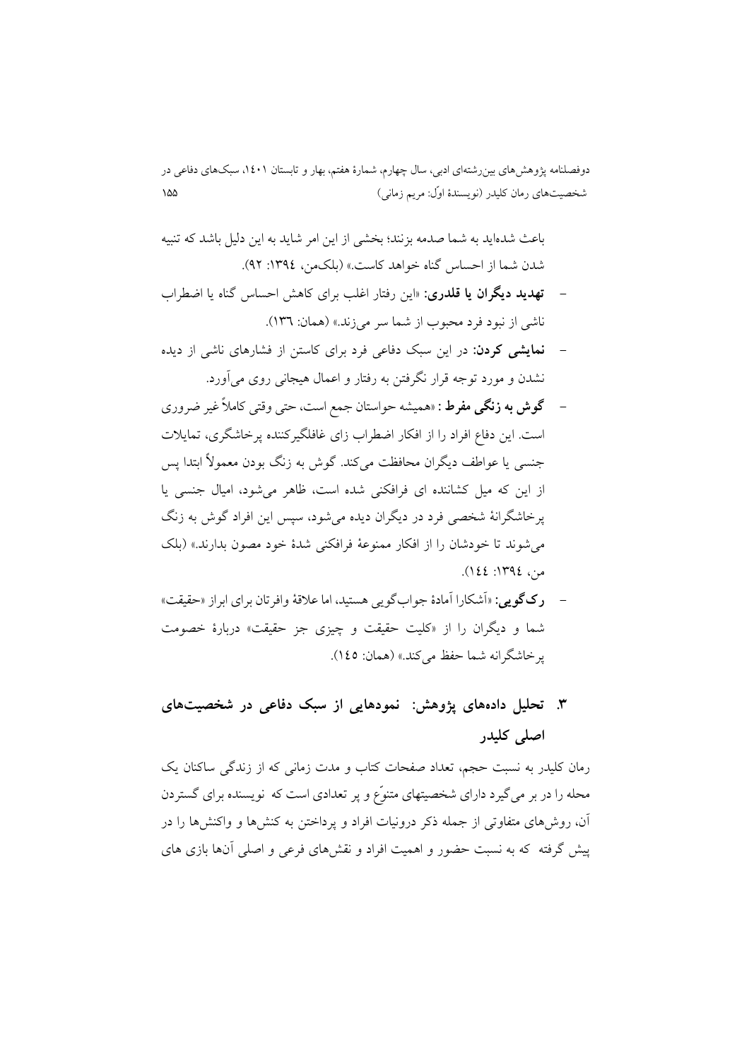باعث شده‌اید به شما صدمه بزنند؛ بخشی از این امر شاید به این دلیل باشد که تنبیه شدن شما از احساس گناه خواهد کاست.» (بلک‌من، ۱۳۹٤: ۹۲).

- **تهدید دیگران یا قلدری:** «این رفتار اغلب برای کاهش احساس گناه یا اضطراب ناشی از نبود فرد محبوب از شما سر می‌زند.» (همان: ۱۳٦).
- **نمایشی کردن:** در این سبک دفاعی فرد برای کاستن از فشارهای ناشی از دیده نشدن و مورد توجه قرار نگرفتن به رفتار و اعمال هیجانی روی می‌آورد.
- **گوش به زنگی مفرط :** «همیشه حواستان جمع است، حتی وقتی کاملاً غیر ضروری است. این دفاع افراد را از افکار اضطراب زای غافلگیرکننده پرخاشگری، تمایلات جنسی یا عواطف دیگران محافظت می‌کند. گوش به زنگ بودن معمولاً ابتدا پس از این که میل کشاننده ای فرافکنی شده است، ظاهر می‌شود، امیال جنسی یا پرخاشگرانهٔ شخصی فرد در دیگران دیده می‌شود، سپس این افراد گوش به زنگ می‌شوند تا خودشان را از افکار ممنوعهٔ فرافکنی شدهٔ خود مصون بدارند.» (بلک من، ۱۳۹٤: ۱٤٤).
- **رک‌گویی:** «آشکارا آمادهٔ جواب‌گویی هستید، اما علاقهٔ وافرتان برای ابراز «حقیقت» شما و دیگران را از «کلیت حقیقت و چیزی جز حقیقت» دربارهٔ خصومت پرخاشگرانه شما حفظ می‌کند.» (همان: ۱٤٥).

## ۳. تحلیل داده‌های پژوهش: نمودهایی از سبک دفاعی در شخصیت‌های اصلی کلیدر

رمان کلیدر به نسبت حجم، تعداد صفحات کتاب و مدت زمانی که از زندگی ساکنان یک محله را در بر می‌گیرد دارای شخصیتهای متنوّع و پر تعدادی است که نویسنده برای گستردن آن، روش‌های متفاوتی از جمله ذکر درونیات افراد و پرداختن به کنش‌ها و واکنش‌ها را در پیش گرفته که به نسبت حضور و اهمیت افراد و نقش‌های فرعی و اصلی آنها بازی های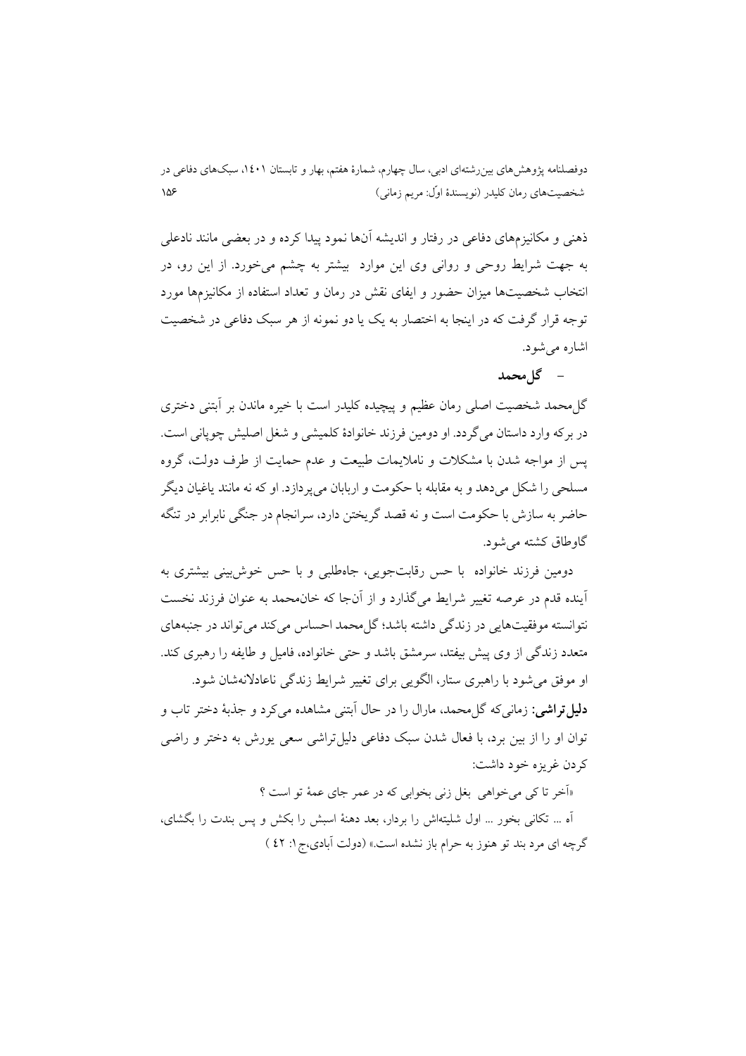ذهنی و مکانیزم‌های دفاعی در رفتار و اندیشه آن‌ها نمود پیدا کرده و در بعضی مانند نادعلی به جهت شرایط روحی و روانی وی این موارد بیشتر به چشم می‌خورد. از این رو، در انتخاب شخصیت‌ها میزان حضور و ایفای نقش در رمان و تعداد استفاده از مکانیزم‌ها مورد توجه قرار گرفت که در اینجا به اختصار به یک یا دو نمونه از هر سبک دفاعی در شخصیت اشاره می‌شود.

- **گل‌محمد**

گل‌محمد شخصیت اصلی رمان عظیم و پیچیده کلیدر است با خیره ماندن بر آبتنی دختری در برکه وارد داستان می‌گردد. او دومین فرزند خانوادهٔ کلمیشی و شغل اصلیش چوپانی است. پس از مواجه شدن با مشکلات و ناملایمات طبیعت و عدم حمایت از طرف دولت، گروه مسلحی را شکل می‌دهد و به مقابله با حکومت و اربابان می‌پردازد. او که نه مانند یاغیان دیگر حاضر به سازش با حکومت است و نه قصد گریختن دارد، سرانجام در جنگی نابرابر در تنگه گاوطاق کشته می‌شود.

دومین فرزند خانواده با حس رقابت‌جویی، جاه‌طلبی و با حس خوش‌بینی بیشتری به آینده قدم در عرصه تغییر شرایط می‌گذارد و از آن‌جا که خان‌محمد به عنوان فرزند نخست نتوانسته موفقیت‌هایی در زندگی داشته باشد؛ گل‌محمد احساس می‌کند می‌تواند در جنبه‌های متعدد زندگی از وی پیش بیفتد، سرمشق باشد و حتی خانواده، فامیل و طایفه را رهبری کند. او موفق می‌شود با راهبری ستار، الگویی برای تغییر شرایط زندگی ناعادلانه‌شان شود.

**دلیل‌تراشی:** زمانی‌که گل‌محمد، مارال را در حال آبتنی مشاهده می‌کرد و جذبهٔ دختر تاب و توان او را از بین برد، با فعال شدن سبک دفاعی دلیل‌تراشی سعی یورش به دختر و راضی کردن غریزه خود داشت:

«آخر تا کی می‌خواهی بغل زنی بخوابی که در عمر جای عمهٔ تو است ؟

آه ... تکانی بخور ... اول شلیته‌اش را بردار، بعد دهنهٔ اسبش را بکش و پس بندت را بگشای، گرچه ای مرد بند تو هنوز به حرام باز نشده است.» (دولت آبادی،ج۱: ٤٢ )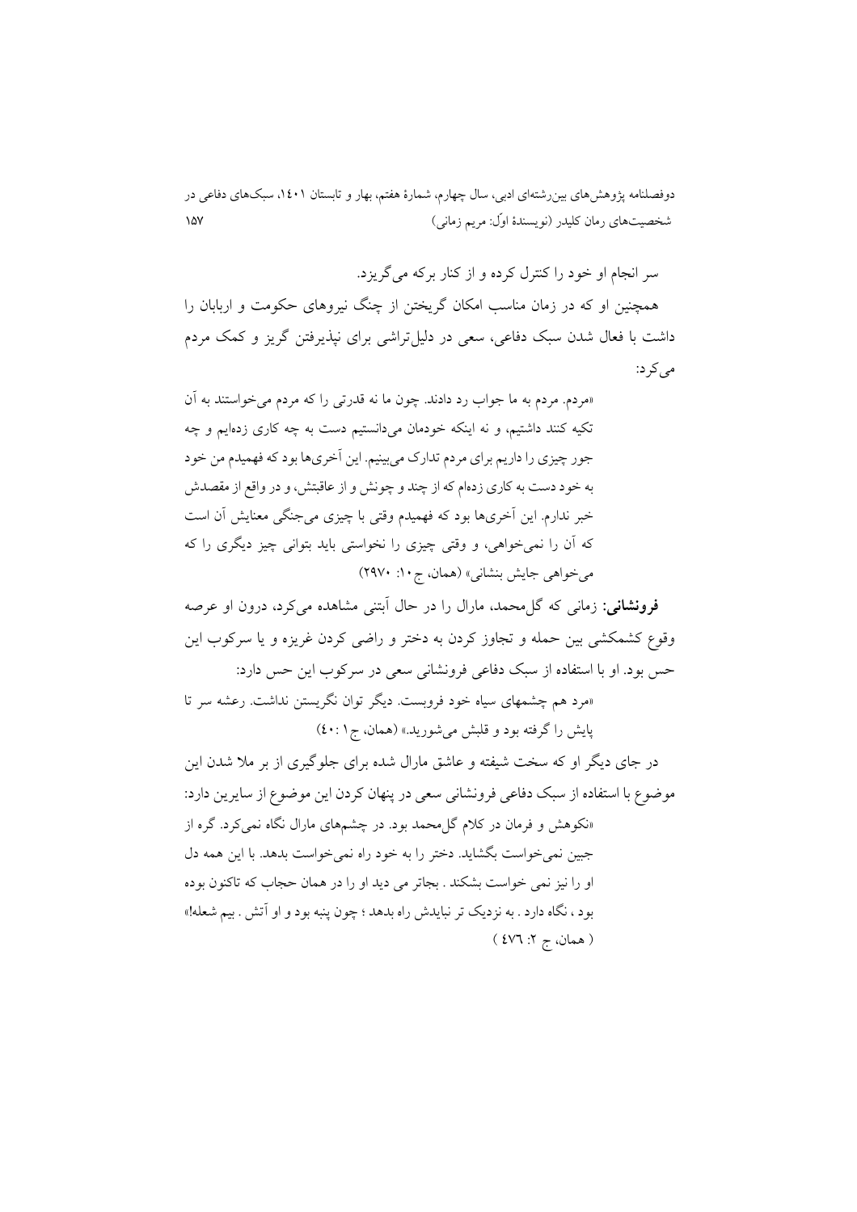سر انجام او خود را کنترل کرده و از کنار برکه می‌گریزد.

همچنین او که در زمان مناسب امکان گریختن از چنگ نیروهای حکومت و اربابان را داشت با فعال شدن سبک دفاعی، سعی در دلیل‌تراشی برای نپذیرفتن گریز و کمک مردم می‌کرد:

«مردم. مردم به ما جواب رد دادند. چون ما نه قدرتی را که مردم می‌خواستند به آن تکیه کنند داشتیم، و نه اینکه خودمان می‌دانستیم دست به چه کاری زده‌ایم و چه جور چیزی را داریم برای مردم تدارک می‌بینیم. این آخری‌ها بود که فهمیدم من خود به خود دست به کاری زده‌ام که از چند و چونش و از عاقبتش، و در واقع از مقصدش خبر ندارم. این آخری‌ها بود که فهمیدم وقتی با چیزی می‌جنگی معنایش آن است که آن را نمی‌خواهی، و وقتی چیزی را نخواستی باید بتوانی چیز دیگری را که می‌خواهی جایش بنشانی» (همان، ج۱۰: ۲۹۷۰)

**فرونشانی:** زمانی که گل‌محمد، مارال را در حال آبتنی مشاهده می‌کرد، درون او عرصه وقوع کشمکشی بین حمله و تجاوز کردن به دختر و راضی کردن غریزه و یا سرکوب این حس بود. او با استفاده از سبک دفاعی فرونشانی سعی در سرکوب این حس دارد:

«مرد هم چشمهای سیاه خود فروبست. دیگر توان نگریستن نداشت. رعشه سر تا پایش را گرفته بود و قلبش می‌شورید.» (همان، ج۱ :۴۰)

در جای دیگر او که سخت شیفته و عاشق مارال شده برای جلوگیری از بر ملا شدن این موضوع با استفاده از سبک دفاعی فرونشانی سعی در پنهان کردن این موضوع از سایرین دارد:

«نکوهش و فرمان در کلام گل‌محمد بود. در چشم‌های مارال نگاه نمی‌کرد. گره از جبین نمی‌خواست بگشاید. دختر را به خود راه نمی‌خواست بدهد. با این همه دل او را نیز نمی خواست بشکند . بجاتر می دید او را در همان حجاب که تاکنون بوده بود ، نگاه دارد . به نزدیک تر نبایدش راه بدهد ؛ چون پنبه بود و او آتش . بیم شعله!» ( همان، ج ۲: ٤٧٦ )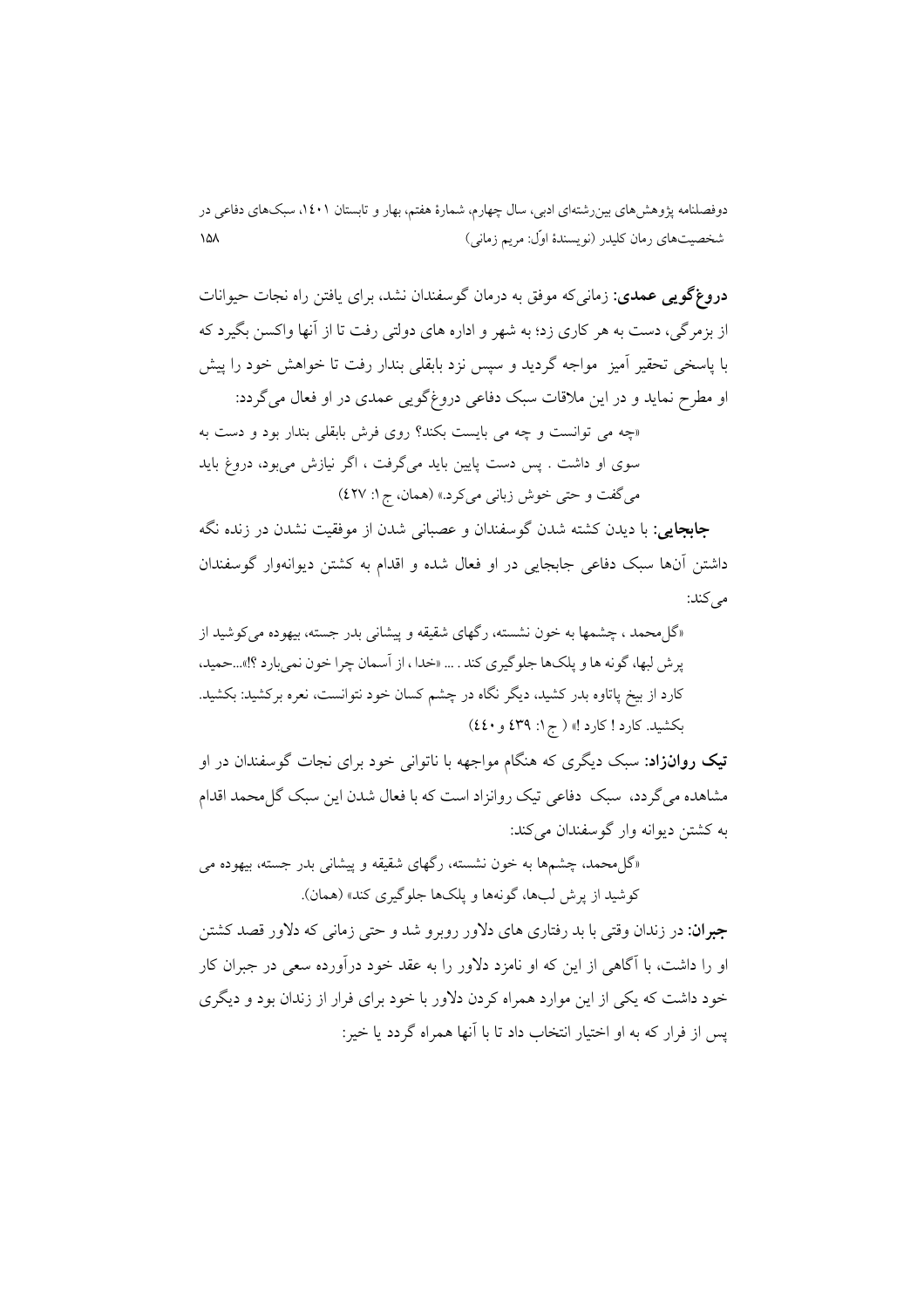**دروغ‌گویی عمدی**: زمانی‌که موفق به درمان گوسفندان نشد، برای یافتن راه نجات حیوانات از بزمرگی، دست به هر کاری زد؛ به شهر و اداره های دولتی رفت تا از آنها واکسن بگیرد که با پاسخی تحقیر آمیز  مواجه گردید و سپس نزد بابقلی بندار رفت تا خواهش خود را پیش او مطرح نماید و در این ملاقات سبک دفاعی دروغ‌گویی عمدی در او فعال می‌گردد:

«چه می توانست و چه می بایست بکند؟ روی فرش بابقلی بندار بود و دست به سوی او داشت . پس دست پایین باید می‌گرفت ، اگر نیازش می‌بود، دروغ باید می‌گفت و حتی خوش زبانی می‌کرد.» (همان، ج ۱: ٤٢٧)

**جابجایی**: با دیدن کشته شدن گوسفندان و عصبانی شدن از موفقیت نشدن در زنده نگه داشتن آن‌ها سبک دفاعی جابجایی در او فعال شده و اقدام به کشتن دیوانه‌وار گوسفندان می‌کند:

«گل‌محمد ، چشمها به خون نشسته، رگهای شقیقه و پیشانی بدر جسته، بیهوده می‌کوشید از پرش لبها، گونه ها و پلک‌ها جلوگیری کند . ... «خدا ، از آسمان چرا خون نمی‌بارد ؟!»...حمید، کارد از بیخ پاتاوه بدر کشید، دیگر نگاه در چشم کسان خود نتوانست، نعره برکشید: بکشید. بکشید. کارد ! کارد !» ( ج ۱: ٤٣٩ و ٤٤٠)

**تیک روانزاد**: سبک دیگری که هنگام مواجهه با ناتوانی خود برای نجات گوسفندان در او مشاهده می‌گردد، سبک  دفاعی تیک روانزاد است که با فعال شدن این سبک گل‌محمد اقدام به کشتن دیوانه وار گوسفندان می‌کند:

«گل‌محمد، چشم‌ها به خون نشسته، رگهای شقیقه و پیشانی بدر جسته، بیهوده می کوشید از پرش لب‌ها، گونه‌ها و پلک‌ها جلوگیری کند» (همان).

**جبران**: در زندان وقتی با بد رفتاری های دلاور روبرو شد و حتی زمانی که دلاور قصد کشتن او را داشت، با آگاهی از این که او نامزد دلاور را به عقد خود درآورده سعی در جبران کار خود داشت که یکی از این موارد همراه کردن دلاور با خود برای فرار از زندان بود و دیگری پس از فرار که به او اختیار انتخاب داد تا با آنها همراه گردد یا خیر: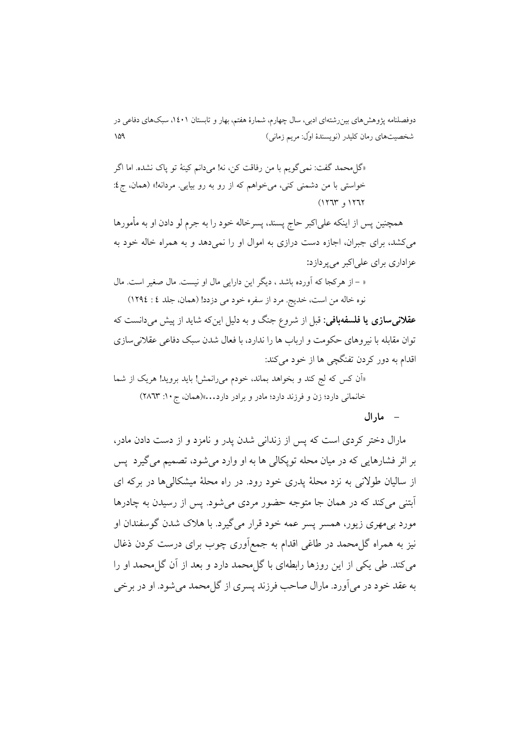«گل‌محمد گفت: نمی‌گویم با من رفاقت کن، نه! می‌دانم کینهٔ تو پاک نشده. اما اگر خواستی با من دشمنی کنی، می‌خواهم که از رو به رو بیایی. مردانه!» (همان، ج٤: ۱۲٦۲ و ۱۲٦۳)

همچنین پس از اینکه علی‌اکبر حاج پسند، پسرخاله خود را به جرم لو دادن او به مأمورها می‌کشد، برای جبران، اجازه دست درازی به اموال او را نمی‌دهد و به همراه خاله خود به عزاداری برای علی‌اکبر می‌پردازد:

« – از هرکجا که آورده باشد ، دیگر این دارایی مال او نیست. مال صغیر است. مال نوه خاله من است، خدیج. مرد از سفره خود می دزدد! (همان، جلد ٤ : ۱۲۹٤)

**عقلانی‌سازی یا فلسفه‌بافی**: قبل از شروع جنگ و به دلیل این‌که شاید از پیش می‌دانست که توان مقابله با نیروهای حکومت و ارباب ها را ندارد، با فعال شدن سبک دفاعی عقلانی‌سازی اقدام به دور کردن تفنگچی ها از خود می‌کند:

«آن کس که لج کند و بخواهد بماند، خودم می‌رانمش! باید بروید! هریک از شما خانمانی دارد؛ زن و فرزند دارد؛ مادر و برادر دارد...»(همان، ج۱۰: ۲۸٦۳)

- **مارال**

مارال دختر کردی است که پس از زندانی شدن پدر و نامزد و از دست دادن مادر، بر اثر فشارهایی که در میان محله توپکالی ها به او وارد می‌شود، تصمیم می‌گیرد پس از سالیان طولانی به نزد محلهٔ پدری خود رود. در راه محلهٔ میشکالی‌ها در برکه ای آبتنی می‌کند که در همان جا متوجه حضور مردی می‌شود. پس از رسیدن به چادرها مورد بی‌مهری زیور، همسر پسر عمه خود قرار می‌گیرد. با هلاک شدن گوسفندان او نیز به همراه گل‌محمد در طاغی اقدام به جمع‌آوری چوب برای درست کردن ذغال می‌کند. طی یکی از این روزها رابطه‌ای با گل‌محمد دارد و بعد از آن گل‌محمد او را به عقد خود در می‌آورد. مارال صاحب فرزند پسری از گل‌محمد می‌شود. او در برخی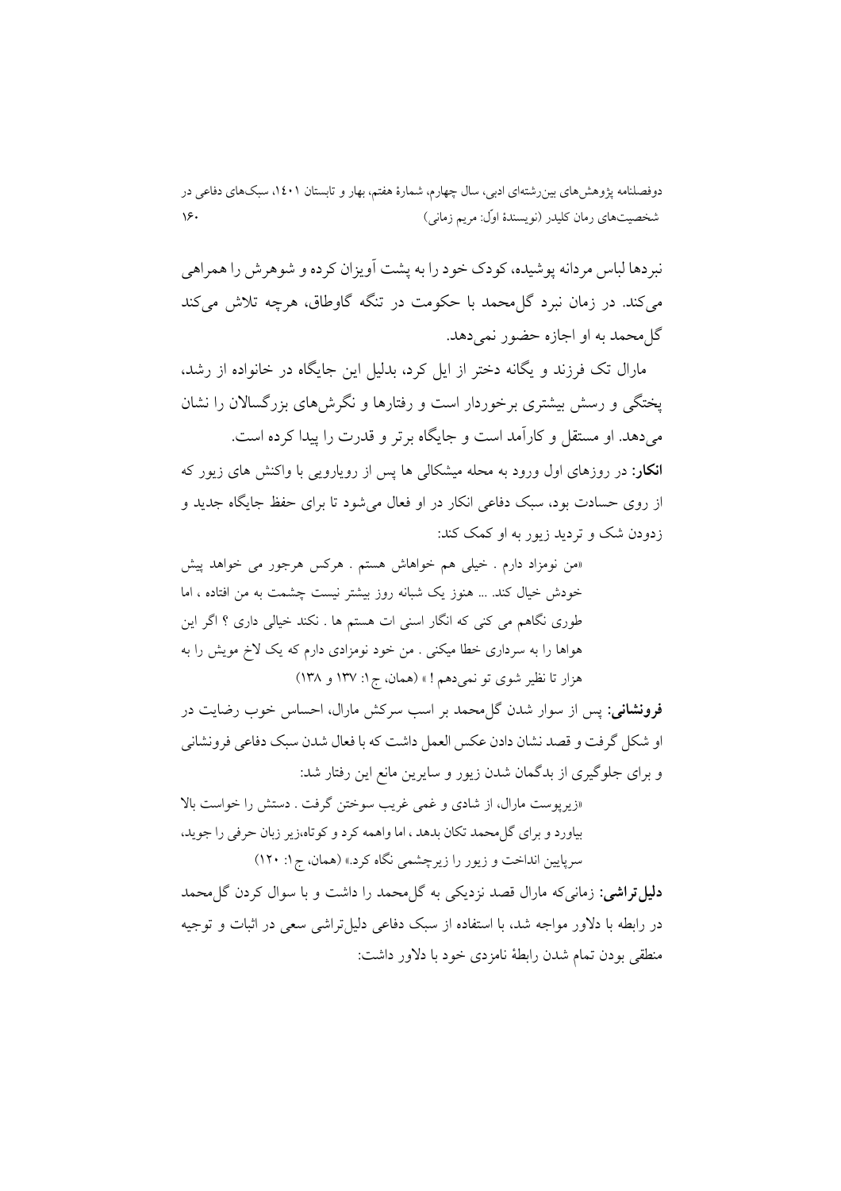نبردها لباس مردانه پوشیده، کودک خود را به پشت آویزان کرده و شوهرش را همراهی می‌کند. در زمان نبرد گل‌محمد با حکومت در تنگه گاوطاق، هرچه تلاش می‌کند گل‌محمد به او اجازه حضور نمی‌دهد.

مارال تک فرزند و یگانه دختر از ایل کرد، بدلیل این جایگاه در خانواده از رشد، پختگی و رسش بیشتری برخوردار است و رفتارها و نگرش‌های بزرگسالان را نشان می‌دهد. او مستقل و کارآمد است و جایگاه برتر و قدرت را پیدا کرده است.

**انکار**: در روزهای اول ورود به محله میشکالی ها پس از رویارویی با واکنش های زیور که از روی حسادت بود، سبک دفاعی انکار در او فعال می‌شود تا برای حفظ جایگاه جدید و زدودن شک و تردید زیور به او کمک کند:

«من نومزاد دارم . خیلی هم خواهاش هستم . هرکس هرجور می خواهد پیش خودش خیال کند. ... هنوز یک شبانه روز بیشتر نیست چشمت به من افتاده ، اما طوری نگاهم می کنی که انگار اسنی ات هستم ها . نکند خیالی داری ؟ اگر این هواها را به سرداری خطا میکنی . من خود نومزادی دارم که یک لاخ مویش را به هزار تا نظیر شوی تو نمی‌دهم ! » (همان، ج۱: ۱۳۷ و ۱۳۸)

**فرونشانی**: پس از سوار شدن گل‌محمد بر اسب سرکش مارال، احساس خوب رضایت در او شکل گرفت و قصد نشان دادن عکس العمل داشت که با فعال شدن سبک دفاعی فرونشانی و برای جلوگیری از بدگمان شدن زیور و سایرین مانع این رفتار شد:

«زیرپوست مارال، از شادی و غمی غریب سوختن گرفت . دستش را خواست بالا بیاورد و برای گل‌محمد تکان بدهد ، اما واهمه کرد و کوتاه،زیر زبان حرفی را جوید، سرپایین انداخت و زیور را زیرچشمی نگاه کرد.» (همان، ج۱: ۱۲۰)

**دلیل‌تراشی**: زمانی‌که مارال قصد نزدیکی به گل‌محمد را داشت و با سوال کردن گل‌محمد در رابطه با دلاور مواجه شد، با استفاده از سبک دفاعی دلیل‌تراشی سعی در اثبات و توجیه منطقی بودن تمام شدن رابطهٔ نامزدی خود با دلاور داشت: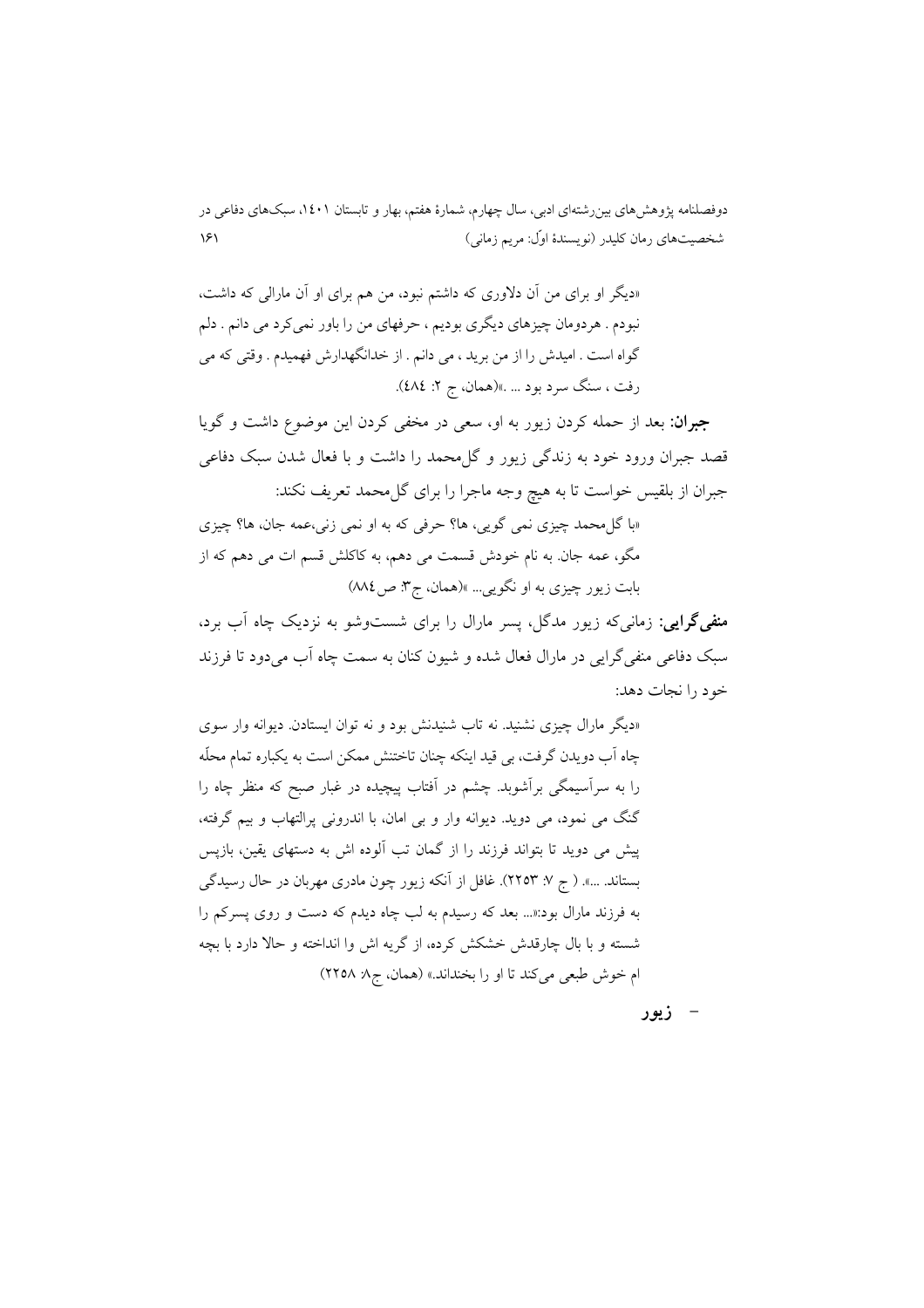«دیگر او برای من آن دلاوری که داشتم نبود، من هم برای او آن مارالی که داشت، نبودم . هردومان چیزهای دیگری بودیم ، حرفهای من را باور نمی‌کرد می دانم . دلم گواه است . امیدش را از من برید ، می دانم . از خدانگهدارش فهمیدم . وقتی که می رفت ، سنگ سرد بود ... .»(همان، ج ۲: ٤٨٤).

**جبران:** بعد از حمله کردن زیور به او، سعی در مخفی کردن این موضوع داشت و گویا قصد جبران ورود خود به زندگی زیور و گل‌محمد را داشت و با فعال شدن سبک دفاعی جبران از بلقیس خواست تا به هیچ وجه ماجرا را برای گل‌محمد تعریف نکند:

«با گل‌محمد چیزی نمی گویی، ها؟ حرفی که به او نمی زنی،عمه جان، ها؟ چیزی مگو، عمه جان. به نام خودش قسمت می دهم، به کاکلش قسم ات می دهم که از بابت زیور چیزی به او نگویی... »(همان، ج۳: ص٨٨٤)

**منفی‌گرایی:** زمانی‌که زیور مدگل، پسر مارال را برای شست‌وشو به نزدیک چاه آب برد، سبک دفاعی منفی‌گرایی در مارال فعال شده و شیون کنان به سمت چاه آب می‌دود تا فرزند خود را نجات دهد:

«دیگر مارال چیزی نشنید. نه تاب شنیدنش بود و نه توان ایستادن. دیوانه وار سوی چاه آب دویدن گرفت، بی قید اینکه چنان تاختنش ممکن است به یکباره تمام محلّه را به سرآسیمگی برآشوبد. چشم در آفتاب پیچیده در غبار صبح که منظر چاه را گنگ می نمود، می دوید. دیوانه وار و بی امان، با اندرونی پرالتهاب و بیم گرفته، پیش می دوید تا بتواند فرزند را از گمان تب آلوده اش به دستهای یقین، بازپس بستاند. ...». ( ج ۷: ۲۲۵۳). غافل از آنکه زیور چون مادری مهربان در حال رسیدگی به فرزند مارال بود:«... بعد که رسیدم به لب چاه دیدم که دست و روی پسرکم را شسته و با بال چارقدش خشکش کرده، از گریه اش وا انداخته و حالا دارد با بچه ام خوش طبعی می‌کند تا او را بخنداند.» (همان، ج۸: ۲۲۵۸)

- **زیور**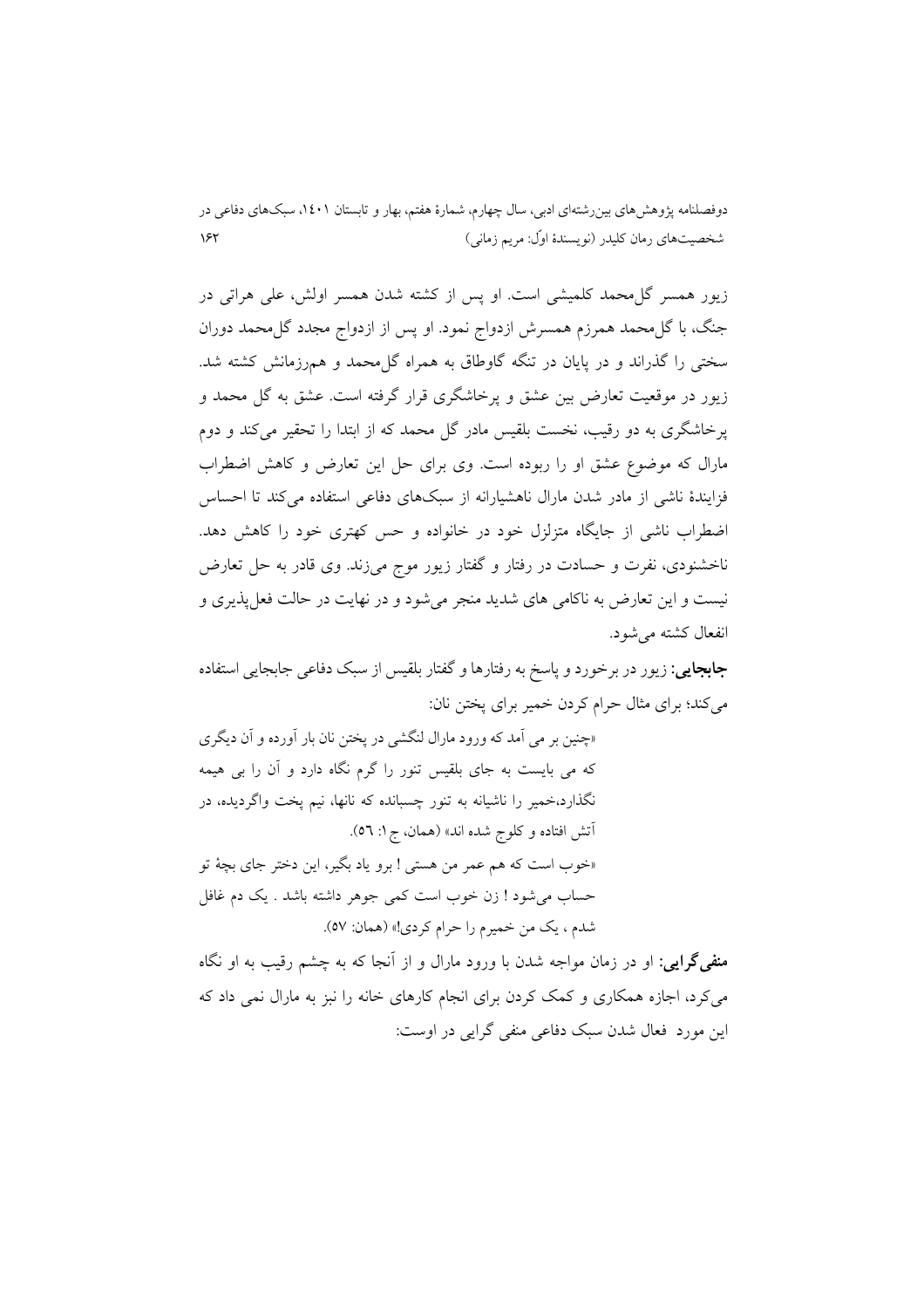زیور همسر گل‌محمد کلمیشی است. او پس از کشته شدن همسر اولش، علی هراتی در جنگ، با گل‌محمد همرزم همسرش ازدواج نمود. او پس از ازدواج مجدد گل‌محمد دوران سختی را گذراند و در پایان در تنگه گاوطاق به همراه گل‌محمد و هم‌رزمانش کشته شد. زیور در موقعیت تعارض بین عشق و پرخاشگری قرار گرفته است. عشق به گل محمد و پرخاشگری به دو رقیب، نخست بلقیس مادر گل محمد که از ابتدا را تحقیر می‌کند و دوم مارال که موضوع عشق او را ربوده است. وی برای حل این تعارض و کاهش اضطراب فزایندهٔ ناشی از مادر شدن مارال ناهشیارانه از سبک‌های دفاعی استفاده می‌کند تا احساس اضطراب ناشی از جایگاه متزلزل خود در خانواده و حس کهتری خود را کاهش دهد. ناخشنودی، نفرت و حسادت در رفتار و گفتار زیور موج می‌زند. وی قادر به حل تعارض نیست و این تعارض به ناکامی های شدید منجر می‌شود و در نهایت در حالت فعل‌پذیری و انفعال کشته می‌شود.

**جابجایی:** زیور در برخورد و پاسخ به رفتارها و گفتار بلقیس از سبک دفاعی جابجایی استفاده می‌کند؛ برای مثال حرام کردن خمیر برای پختن نان:

> «چنین بر می آمد که ورود مارال لنگشی در پختن نان بار آورده و آن دیگری که می بایست به جای بلقیس تنور را گرم نگاه دارد و آن را بی هیمه نگذارد،خمیر را ناشیانه به تنور چسبانده که نانها، نیم پخت واگردیده، در آتش افتاده و کلوج شده اند» (همان، ج ۱: ٥٦).

> «خوب است که هم عمر من هستی ! برو یاد بگیر، این دختر جای بچهٔ تو حساب می‌شود ! زن خوب است کمی جوهر داشته باشد . یک دم غافل شدم ، یک من خمیرم را حرام کردی!» (همان: ۵۷).

**منفی‌گرایی:** او در زمان مواجه شدن با ورود مارال و از آنجا که به چشم رقیب به او نگاه می‌کرد، اجازه همکاری و کمک کردن برای انجام کارهای خانه را نیز به مارال نمی داد که این مورد فعال شدن سبک دفاعی منفی گرایی در اوست: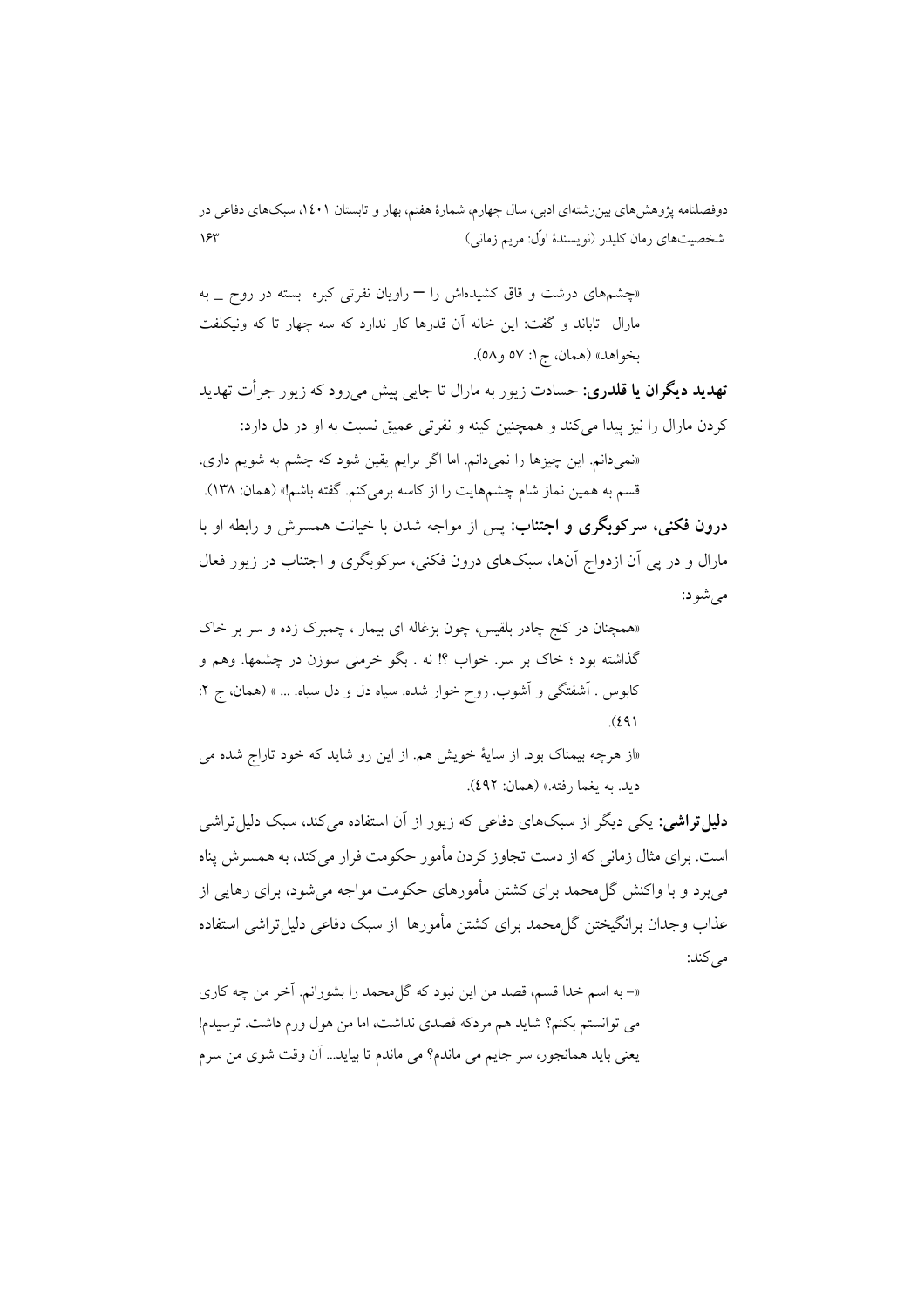«چشم‌های درشت و قاق کشیده‌اش را — راویان نفرتی کبره بسته در روح _ به مارال تاباند و گفت: این خانه آن قدرها کار ندارد که سه چهار تا که ونیکلفت بخواهد» (همان، ج ۱: ۵۷ و ۵۸).

**تهدید دیگران یا قلدری:** حسادت زیور به مارال تا جایی پیش می‌رود که زیور جرأت تهدید کردن مارال را نیز پیدا می‌کند و همچنین کینه و نفرتی عمیق نسبت به او در دل دارد:

«نمی‌دانم. این چیزها را نمی‌دانم. اما اگر برایم یقین شود که چشم به شویم داری، قسم به همین نماز شام چشم‌هایت را از کاسه برمی‌کنم. گفته باشم!» (همان: ۱۳۸).

**درون فکنی، سرکوبگری و اجتناب:** پس از مواجه شدن با خیانت همسرش و رابطه او با مارال و در پی آن ازدواج آن‌ها، سبک‌های درون فکنی، سرکوبگری و اجتناب در زیور فعال می‌شود:

«همچنان در کنج چادر بلقیس، چون بزغاله ای بیمار ، چمبرک زده و سر بر خاک گذاشته بود ؛ خاک بر سر. خواب ؟! نه . بگو خرمنی سوزن در چشمها. وهم و کابوس . آشفتگی و آشوب. روح خوار شده. سیاه دل و دل سیاه. ... » (همان، ج ۲: ٤٩١).

«از هرچه بیمناک بود. از سایهٔ خویش هم. از این رو شاید که خود تاراج شده می دید. به یغما رفته.» (همان: ٤٩۲).

**دلیل‌تراشی:** یکی دیگر از سبک‌های دفاعی که زیور از آن استفاده می‌کند، سبک دلیل‌تراشی است. برای مثال زمانی که از دست تجاوز کردن مأمور حکومت فرار می‌کند، به همسرش پناه می‌برد و با واکنش گل‌محمد برای کشتن مأمورهای حکومت مواجه می‌شود، برای رهایی از عذاب وجدان برانگیختن گل‌محمد برای کشتن مأمورها از سبک دفاعی دلیل‌تراشی استفاده می‌کند:

«– به اسم خدا قسم، قصد من این نبود که گل‌محمد را بشورانم. آخر من چه کاری می توانستم بکنم؟ شاید هم مردکه قصدی نداشت، اما من هول ورم داشت. ترسیدم! یعنی باید همانجور، سر جایم می ماندم؟ می ماندم تا بیاید... آن وقت شوی من سرم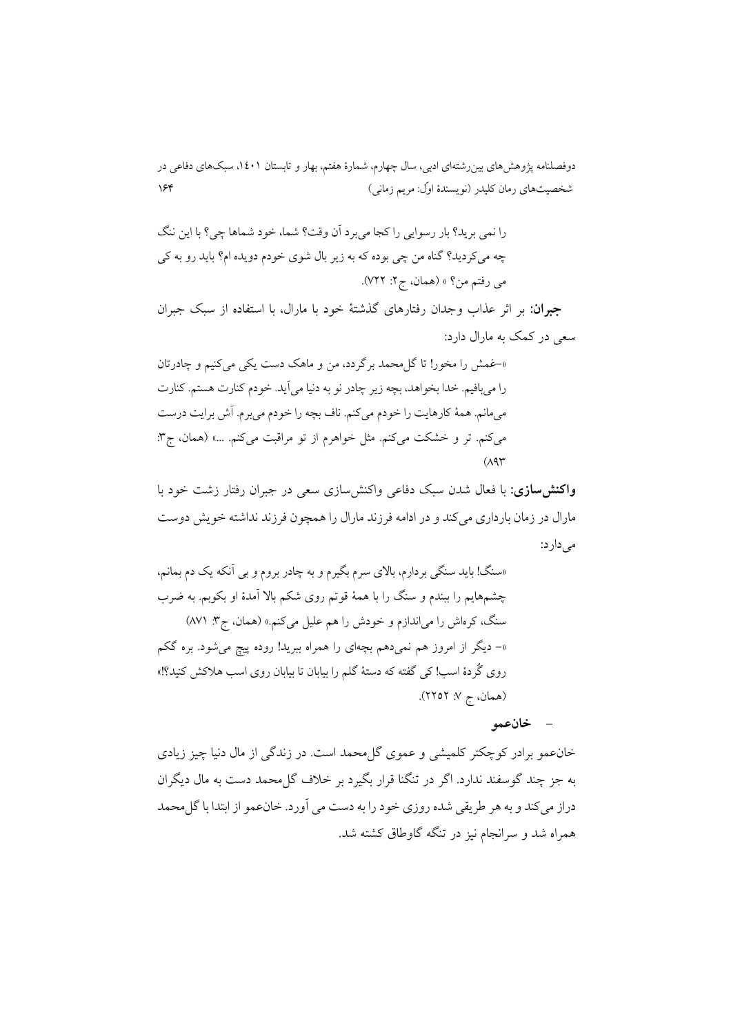را نمی برید؟ بار رسوایی را کجا می‌برد آن وقت؟ شما، خود شماها چی؟ با این ننگ چه می‌کردید؟ گناه من چی بوده که به زیر بال شوی خودم دویده ام؟ باید رو به کی می رفتم من؟ » (همان، ج۲: ۷۲۲).

**جبران:** بر اثر عذاب وجدان رفتارهای گذشتهٔ خود با مارال، با استفاده از سبک جبران سعی در کمک به مارال دارد:

«–غمش را مخور! تا گل‌محمد برگردد، من و ماهک دست یکی می‌کنیم و چادرتان را می‌بافیم. خدا بخواهد، بچه زیر چادر نو به دنیا می‌آید. خودم کنارت هستم. کنارت می‌مانم. همهٔ کارهایت را خودم می‌کنم. ناف بچه را خودم می‌برم. آش برایت درست می‌کنم. تر و خشکت می‌کنم. مثل خواهرم از تو مراقبت می‌کنم. ...» (همان، ج۳: ۸۹۳)

**واکنش‌سازی:** با فعال شدن سبک دفاعی واکنش‌سازی سعی در جبران رفتار زشت خود با مارال در زمان بارداری می‌کند و در ادامه فرزند مارال را همچون فرزند نداشته خویش دوست می‌دارد:

«سنگ! باید سنگی بردارم، بالای سرم بگیرم و به چادر بروم و بی آنکه یک دم بمانم، چشم‌هایم را ببندم و سنگ را با همهٔ قوتم روی شکم بالا آمدهٔ او بکوبم. به ضرب سنگ، کره‌اش را می‌اندازم و خودش را هم علیل می‌کنم.» (همان، ج۳: ۸۷۱)

«– دیگر از امروز هم نمی‌دهم بچه‌ای را همراه ببرید! روده پیچ می‌شود. بره گکم روی گُردهٔ اسب! کی گفته که دستهٔ گلم را بیابان تا بیابان روی اسب هلاکش کنید؟!» (همان، ج ۷: ۲۲۵۲).

- **خان‌عمو**

خان‌عمو برادر کوچکتر کلمیشی و عموی گل‌محمد است. در زندگی از مال دنیا چیز زیادی به جز چند گوسفند ندارد. اگر در تنگنا قرار بگیرد بر خلاف گل‌محمد دست به مال دیگران دراز می‌کند و به هر طریقی شده روزی خود را به دست می آورد. خان‌عمو از ابتدا با گل‌محمد همراه شد و سرانجام نیز در تنگه گاوطاق کشته شد.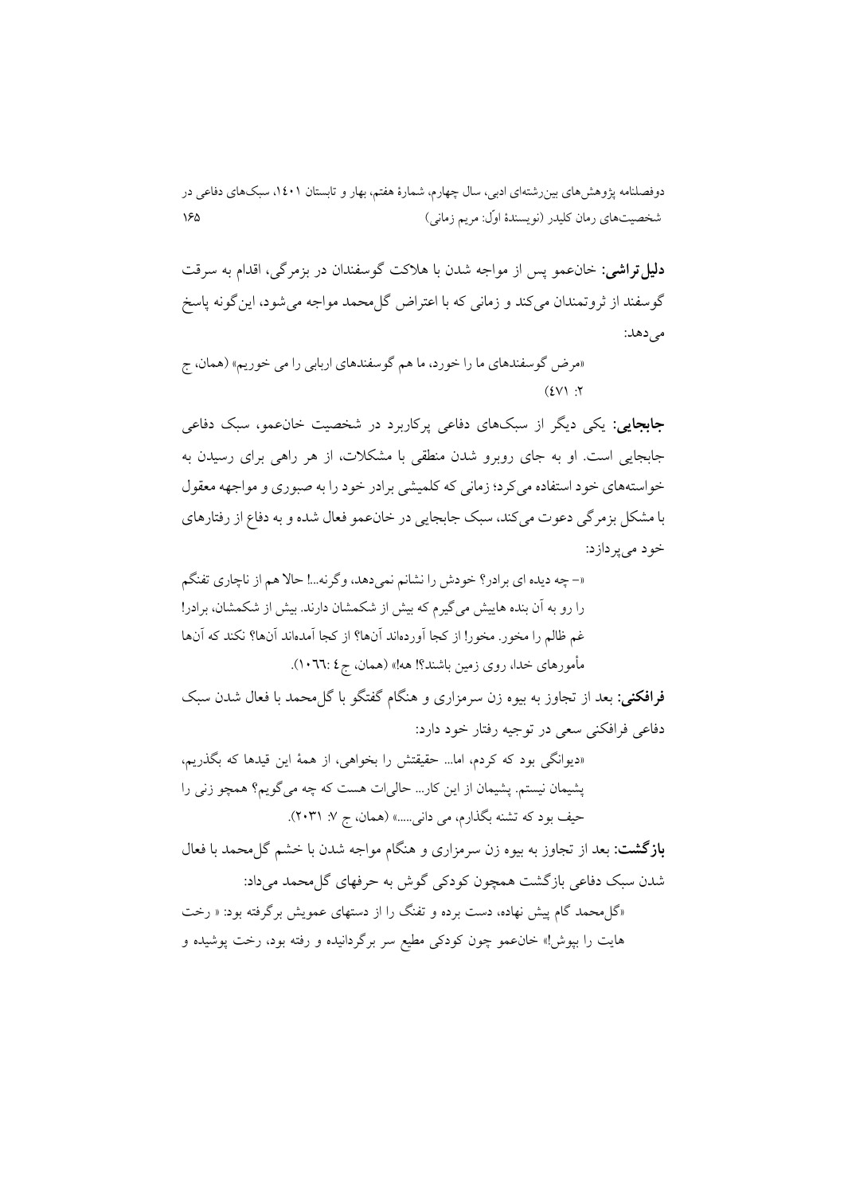**دلیل‌تراشی:** خان‌عمو پس از مواجه شدن با هلاکت گوسفندان در بزمرگی، اقدام به سرقت گوسفند از ثروتمندان می‌کند و زمانی که با اعتراض گل‌محمد مواجه می‌شود، این‌گونه پاسخ می‌دهد:

«مرض گوسفندهای ما را خورد، ما هم گوسفندهای اربابی را می خوریم» (همان، ج ۲: ٤٧١)

**جابجایی:** یکی دیگر از سبک‌های دفاعی پرکاربرد در شخصیت خان‌عمو، سبک دفاعی جابجایی است. او به جای روبرو شدن منطقی با مشکلات، از هر راهی برای رسیدن به خواسته‌های خود استفاده می‌کرد؛ زمانی که کلمیشی برادر خود را به صبوری و مواجهه معقول با مشکل بزمرگی دعوت می‌کند، سبک جابجایی در خان‌عمو فعال شده و به دفاع از رفتارهای خود می‌پردازد:

«– چه دیده ای برادر؟ خودش را نشانم نمی‌دهد، وگرنه...! حالا هم از ناچاری تفنگم را رو به آن بنده هاییش می‌گیرم که بیش از شکمشان دارند. بیش از شکمشان، برادر! غم ظالم را مخور. مخور! از کجا آورده‌اند آن‌ها؟ از کجا آمده‌اند آن‌ها؟ نکند که آن‌ها مأمورهای خدا، روی زمین باشند؟! هه!» (همان، ج٤ :١٠٦٦).

**فرافکنی:** بعد از تجاوز به بیوه زن سرمزاری و هنگام گفتگو با گل‌محمد با فعال شدن سبک دفاعی فرافکنی سعی در توجیه رفتار خود دارد:

«دیوانگی بود که کردم، اما... حقیقتش را بخواهی، از همهٔ این قیدها که بگذریم، پشیمان نیستم. پشیمان از این کار... حالی‌ات هست که چه می‌گویم؟ همچو زنی را حیف بود که تشنه بگذارم، می دانی.....» (همان، ج ۷: ۲۰۳۱).

**بازگشت:** بعد از تجاوز به بیوه زن سرمزاری و هنگام مواجه شدن با خشم گل‌محمد با فعال شدن سبک دفاعی بازگشت همچون کودکی گوش به حرفهای گل‌محمد می‌داد:

«گل‌محمد گام پیش نهاده، دست برده و تفنگ را از دستهای عمویش برگرفته بود: « رخت هایت را بپوش!» خان‌عمو چون کودکی مطیع سر برگردانیده و رفته بود، رخت پوشیده و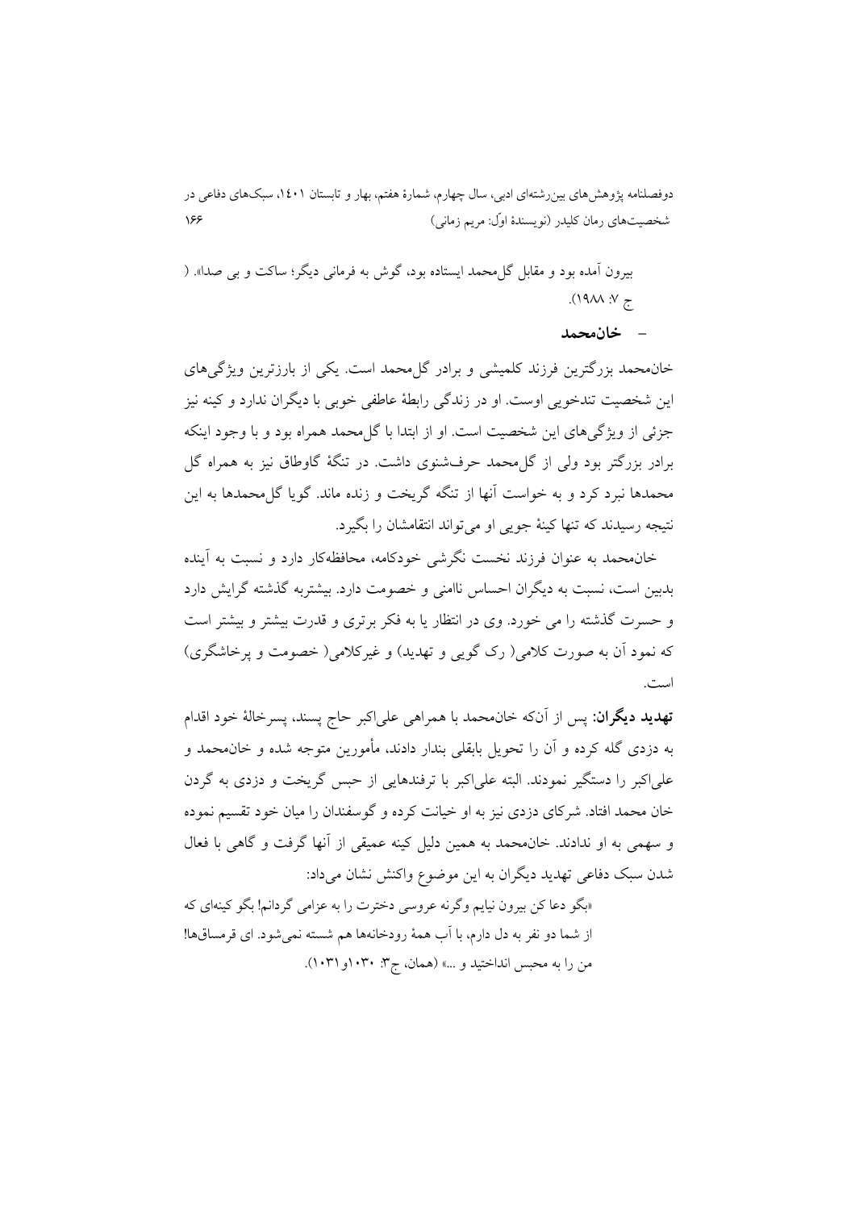بیرون آمده بود و مقابل گل‌محمد ایستاده بود، گوش به فرمانی دیگر؛ ساکت و بی صدا». ( ج ۷: ۱۹۸۸).

- **خان‌محمد**

خان‌محمد بزرگترین فرزند کلمیشی و برادر گل‌محمد است. یکی از بارزترین ویژگی‌های این شخصیت تندخویی اوست. او در زندگی رابطهٔ عاطفی خوبی با دیگران ندارد و کینه نیز جزئی از ویژگی‌های این شخصیت است. او از ابتدا با گل‌محمد همراه بود و با وجود اینکه برادر بزرگتر بود ولی از گل‌محمد حرف‌شنوی داشت. در تنگهٔ گاوطاق نیز به همراه گل محمدها نبرد کرد و به خواست آنها از تنگه گریخت و زنده ماند. گویا گل‌محمدها به این نتیجه رسیدند که تنها کینهٔ جویی او می‌تواند انتقامشان را بگیرد.

خان‌محمد به عنوان فرزند نخست نگرشی خودکامه، محافظه‌کار دارد و نسبت به آینده بدبین است، نسبت به دیگران احساس ناامنی و خصومت دارد. بیشتربه گذشته گرایش دارد و حسرت گذشته را می خورد. وی در انتظار یا به فکر برتری و قدرت بیشتر و بیشتر است که نمود آن به صورت کلامی( رک گویی و تهدید) و غیرکلامی( خصومت و پرخاشگری) است.

**تهدید دیگران:** پس از آن‌که خان‌محمد با همراهی علی‌اکبر حاج پسند، پسرخالهٔ خود اقدام به دزدی گله کرده و آن را تحویل بابقلی بندار دادند، مأمورین متوجه شده و خان‌محمد و علی‌اکبر را دستگیر نمودند. البته علی‌اکبر با ترفندهایی از حبس گریخت و دزدی به گردن خان محمد افتاد. شرکای دزدی نیز به او خیانت کرده و گوسفندان را میان خود تقسیم نموده و سهمی به او ندادند. خان‌محمد به همین دلیل کینه عمیقی از آنها گرفت و گاهی با فعال شدن سبک دفاعی تهدید دیگران به این موضوع واکنش نشان می‌داد:

«بگو دعا کن بیرون نیایم وگرنه عروسی دخترت را به عزامی گردانم! بگو کینه‌ای که از شما دو نفر به دل دارم، با آب همهٔ رودخانه‌ها هم شسته نمی‌شود. ای قرمساق‌ها! من را به محبس انداختید و ...» (همان، ج۳: ۱۰۳۰و۱۰۳۱).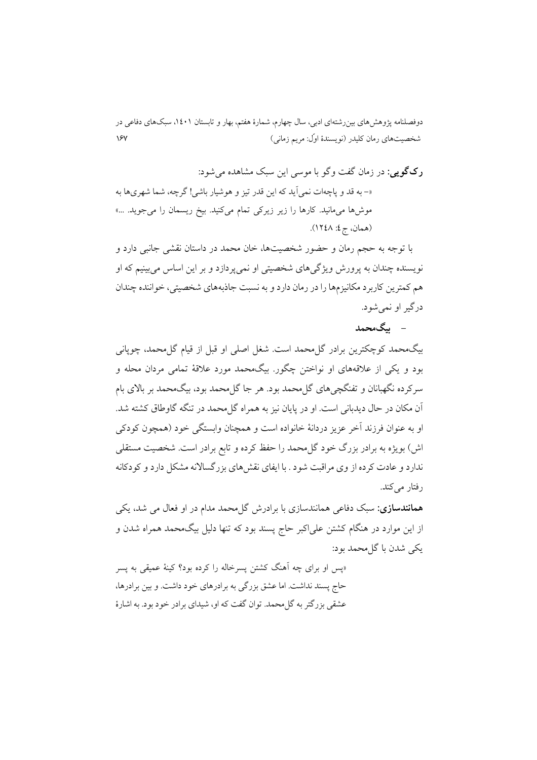**رک‌گویی:** در زمان گفت وگو با موسی این سبک مشاهده می‌شود:

«– به قد و پاچه‌ات نمی‌آید که این قدر تیز و هوشیار باشی! گرچه، شما شهری‌ها به موش‌ها می‌مانید. کارها را زیر زیرکی تمام می‌کنید. بیخ ریسمان را می‌جوید. ...» (همان، ج ٤: ١٢٤٨).

با توجه به حجم رمان و حضور شخصیت‌ها، خان محمد در داستان نقشی جانبی دارد و نویسنده چندان به پرورش ویژگی‌های شخصیتی او نمی‌پردازد و بر این اساس می‌بینیم که او هم کمترین کاربرد مکانیزم‌ها را در رمان دارد و به نسبت جاذبه‌های شخصیتی، خواننده چندان درگیر او نمی‌شود.

### – بیگ‌محمد

بیگ‌محمد کوچکترین برادر گل‌محمد است. شغل اصلی او قبل از قیام گل‌محمد، چوپانی بود و یکی از علاقه‌های او نواختن چگور. بیگ‌محمد مورد علاقهٔ تمامی مردان محله و سرکرده نگهبانان و تفنگچی‌های گل‌محمد بود. هر جا گل‌محمد بود، بیگ‌محمد بر بالای بام آن مکان در حال دیدبانی است. او در پایان نیز به همراه گل‌محمد در تنگه گاوطاق کشته شد. او به عنوان فرزند آخر عزیز دردانهٔ خانواده است و همچنان وابستگی خود (همچون کودکی اش) بویژه به برادر بزرگ خود گل‌محمد را حفظ کرده و تابع برادر است. شخصیت مستقلی ندارد و عادت کرده از وی مراقبت شود . با ایفای نقش‌های بزرگسالانه مشکل دارد و کودکانه رفتار می‌کند.

**همانندسازی:** سبک دفاعی همانندسازی با برادرش گل‌محمد مدام در او فعال می شد، یکی از این موارد در هنگام کشتن علی‌اکبر حاج پسند بود که تنها دلیل بیگ‌محمد همراه شدن و یکی شدن با گل‌محمد بود:

«پس او برای چه آهنگ کشتن پسرخاله را کرده بود؟ کینهٔ عمیقی به پسر حاج پسند نداشت. اما عشق بزرگی به برادرهای خود داشت. و بین برادرها، عشقی بزرگتر به گل‌محمد. توان گفت که او، شیدای برادر خود بود. به اشارهٔ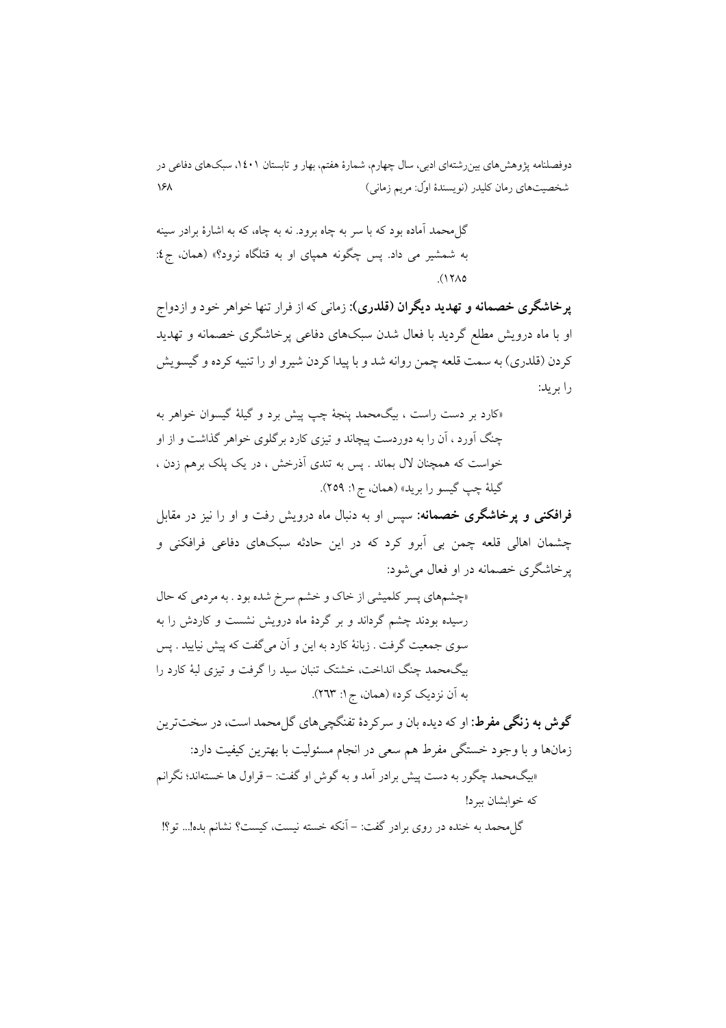گل‌محمد آماده بود که با سر به چاه برود. نه به چاه، که به اشارهٔ برادر سینه به شمشیر می داد. پس چگونه همپای او به قتلگاه نرود؟» (همان، ج٤: ١٢٨٥).

**پرخاشگری خصمانه و تهدید دیگران (قلدری):** زمانی که از فرار تنها خواهر خود و ازدواج او با ماه درویش مطلع گردید با فعال شدن سبک‌های دفاعی پرخاشگری خصمانه و تهدید کردن (قلدری) به سمت قلعه چمن روانه شد و با پیدا کردن شیرو او را تنبیه کرده و گیسویش را برید:

«کارد بر دست راست ، بیگ‌محمد پنجهٔ چپ پیش برد و گیلهٔ گیسوان خواهر به چنگ آورد ، آن را به دوردست پیچاند و تیزی کارد برگلوی خواهر گذاشت و از او خواست که همچنان لال بماند . پس به تندی آذرخش ، در یک پلک برهم زدن ، گیلهٔ چپ گیسو را برید» (همان، ج١: ٢٥٩).

**فرافکنی و پرخاشگری خصمانه:** سپس او به دنبال ماه درویش رفت و او را نیز در مقابل چشمان اهالی قلعه چمن بی آبرو کرد که در این حادثه سبک‌های دفاعی فرافکنی و پرخاشگری خصمانه در او فعال می‌شود:

«چشم‌های پسر کلمیشی از خاک و خشم سرخ شده بود . به مردمی که حال رسیده بودند چشم گرداند و بر گردهٔ ماه درویش نشست و کاردش را به سوی جمعیت گرفت . زبانهٔ کارد به این و آن می‌گفت که پیش نیایید . پس بیگ‌محمد چنگ انداخت، خشتک تنبان سید را گرفت و تیزی لبهٔ کارد را به آن نزدیک کرد» (همان، ج١: ٢٦٣).

**گوش به زنگی مفرط:** او که دیده بان و سرکردهٔ تفنگچی‌های گل‌محمد است، در سخت‌ترین زمان‌ها و با وجود خستگی مفرط هم سعی در انجام مسئولیت با بهترین کیفیت دارد:

«بیگ‌محمد چگور به دست پیش برادر آمد و به گوش او گفت: – قراول ها خسته‌اند؛ نگرانم که خوابشان ببرد!

گل‌محمد به خنده در روی برادر گفت: – آنکه خسته نیست، کیست؟ نشانم بده!... تو؟!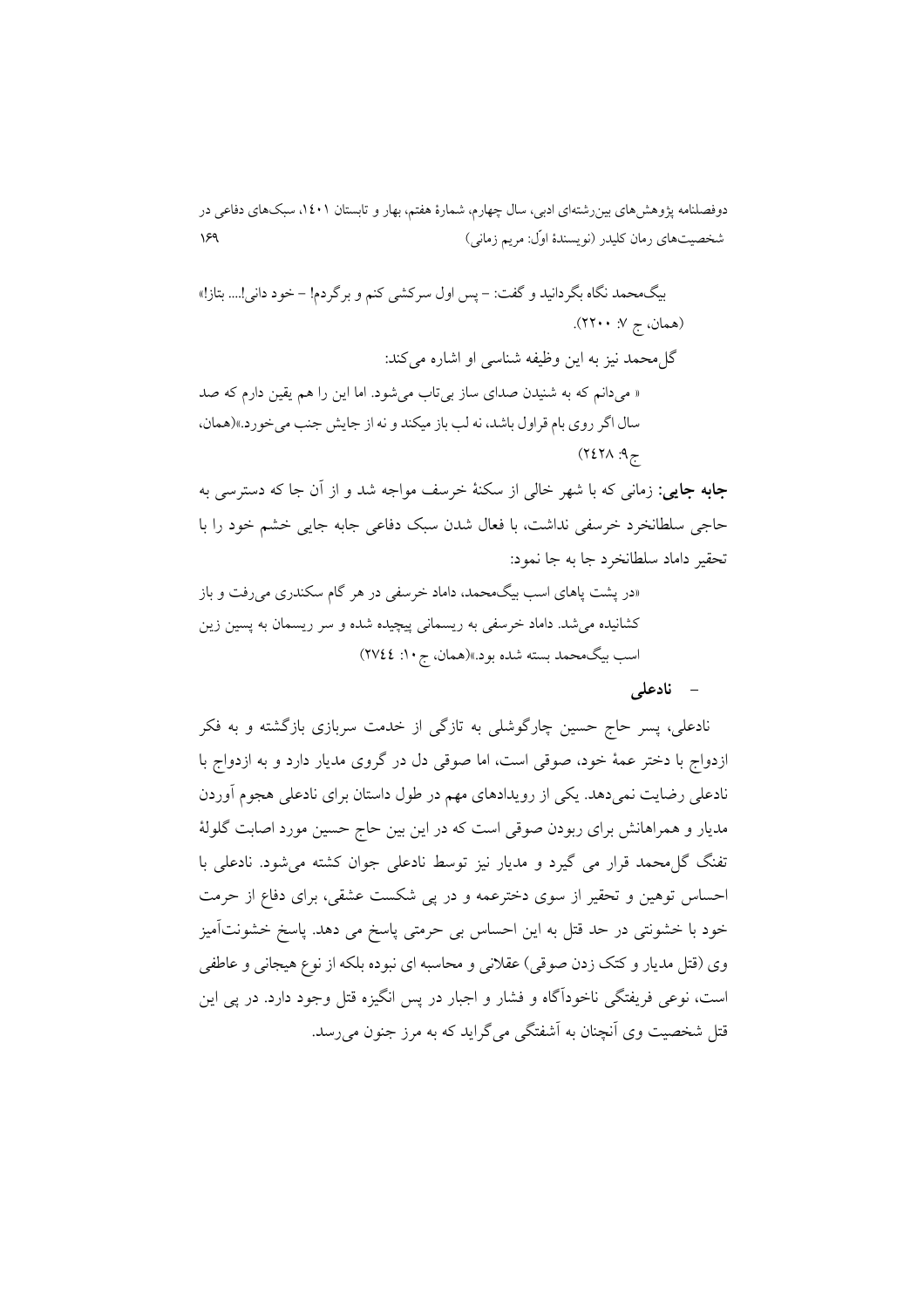بیگ‌محمد نگاه بگردانید و گفت: – پس اول سرکشی کنم و برگردم! – خود دانی!.... بتاز!» (همان، ج ۷: ۲۲۰۰).

گل‌محمد نیز به این وظیفه شناسی او اشاره می‌کند:

« می‌دانم که به شنیدن صدای ساز بی‌تاب می‌شود. اما این را هم یقین دارم که صد سال اگر روی بام قراول باشد، نه لب باز میکند و نه از جایش جنب می‌خورد.»(همان، ج۹: ۲٤۲۸)

**جابه جایی:** زمانی که با شهر خالی از سکنهٔ خرسف مواجه شد و از آن جا که دسترسی به حاجی سلطانخرد خرسفی نداشت، با فعال شدن سبک دفاعی جابه جایی خشم خود را با تحقیر داماد سلطانخرد جا به جا نمود:

«در پشت پاهای اسب بیگ‌محمد، داماد خرسفی در هر گام سکندری می‌رفت و باز کشانیده می‌شد. داماد خرسفی به ریسمانی پیچیده شده و سر ریسمان به پسین زین اسب بیگ‌محمد بسته شده بود.»(همان، ج ۱۰: ۲۷٤٤)

- **نادعلی**

نادعلی، پسر حاج حسین چارگوشلی به تازگی از خدمت سربازی بازگشته و به فکر ازدواج با دختر عمهٔ خود، صوقی است، اما صوقی دل در گروی مدیار دارد و به ازدواج با نادعلی رضایت نمی‌دهد. یکی از رویدادهای مهم در طول داستان برای نادعلی هجوم آوردن مدیار و همراهانش برای ربودن صوقی است که در این بین حاج حسین مورد اصابت گلولهٔ تفنگ گل‌محمد قرار می گیرد و مدیار نیز توسط نادعلی جوان کشته می‌شود. نادعلی با احساس توهین و تحقیر از سوی دخترعمه و در پی شکست عشقی، برای دفاع از حرمت خود با خشونتی در حد قتل به این احساس بی حرمتی پاسخ می دهد. پاسخ خشونت‌آمیز وی (قتل مدیار و کتک زدن صوقی) عقلانی و محاسبه ای نبوده بلکه از نوع هیجانی و عاطفی است، نوعی فریفتگی ناخودآگاه و فشار و اجبار در پس انگیزه قتل وجود دارد. در پی این قتل شخصیت وی آنچنان به آشفتگی می‌گراید که به مرز جنون می‌رسد.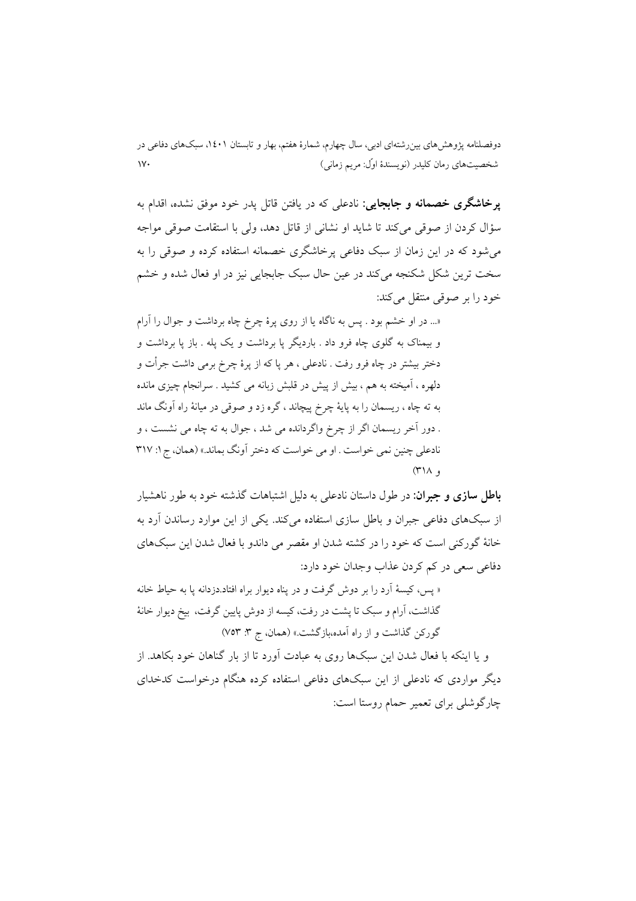**پرخاشگری خصمانه و جابجایی:** نادعلی که در یافتن قاتل پدر خود موفق نشده، اقدام به سؤال کردن از صوقی می‌کند تا شاید او نشانی از قاتل دهد، ولی با استقامت صوقی مواجه می‌شود که در این زمان از سبک دفاعی پرخاشگری خصمانه استفاده کرده و صوقی را به سخت ترین شکل شکنجه می‌کند در عین حال سبک جابجایی نیز در او فعال شده و خشم خود را بر صوقی منتقل می‌کند:

«... در او خشم بود . پس به ناگاه پا از روی پرهٔ چرخ چاه برداشت و جوال را آرام و بیمناک به گلوی چاه فرو داد . باردیگر پا برداشت و یک پله . باز پا برداشت و دختر بیشتر در چاه فرو رفت . نادعلی ، هر پا که از پرهٔ چرخ برمی داشت جرأت و دلهره ، آمیخته به هم ، بیش از پیش در قلبش زبانه می کشید . سرانجام چیزی مانده به ته چاه ، ریسمان را به پایهٔ چرخ پیچاند ، گره زد و صوقی در میانهٔ راه آونگ ماند . دور آخر ریسمان اگر از چرخ واگردانده می شد ، جوال به ته چاه می نشست ، و نادعلی چنین نمی خواست . او می خواست که دختر آونگ بماند.» (همان، ج۱: ۳۱۷ و ۳۱۸)

**باطل سازی و جبران:** در طول داستان نادعلی به دلیل اشتباهات گذشته خود به طور ناهشیار از سبک‌های دفاعی جبران و باطل سازی استفاده می‌کند. یکی از این موارد رساندن آرد به خانهٔ گورکنی است که خود را در کشته شدن او مقصر می داندو با فعال شدن این سبک‌های دفاعی سعی در کم کردن عذاب وجدان خود دارد:

« پس، کیسهٔ آرد را بر دوش گرفت و در پناه دیوار براه افتاد.دزدانه پا به حیاط خانه گذاشت، آرام و سبک تا پشت در رفت، کیسه از دوش پایین گرفت، بیخ دیوار خانهٔ گورکن گذاشت و از راه آمده،بازگشت.» (همان، ج ۳: ۷۵۳)

و یا اینکه با فعال شدن این سبک‌ها روی به عبادت آورد تا از بار گناهان خود بکاهد. از دیگر مواردی که نادعلی از این سبک‌های دفاعی استفاده کرده هنگام درخواست کدخدای چارگوشلی برای تعمیر حمام روستا است: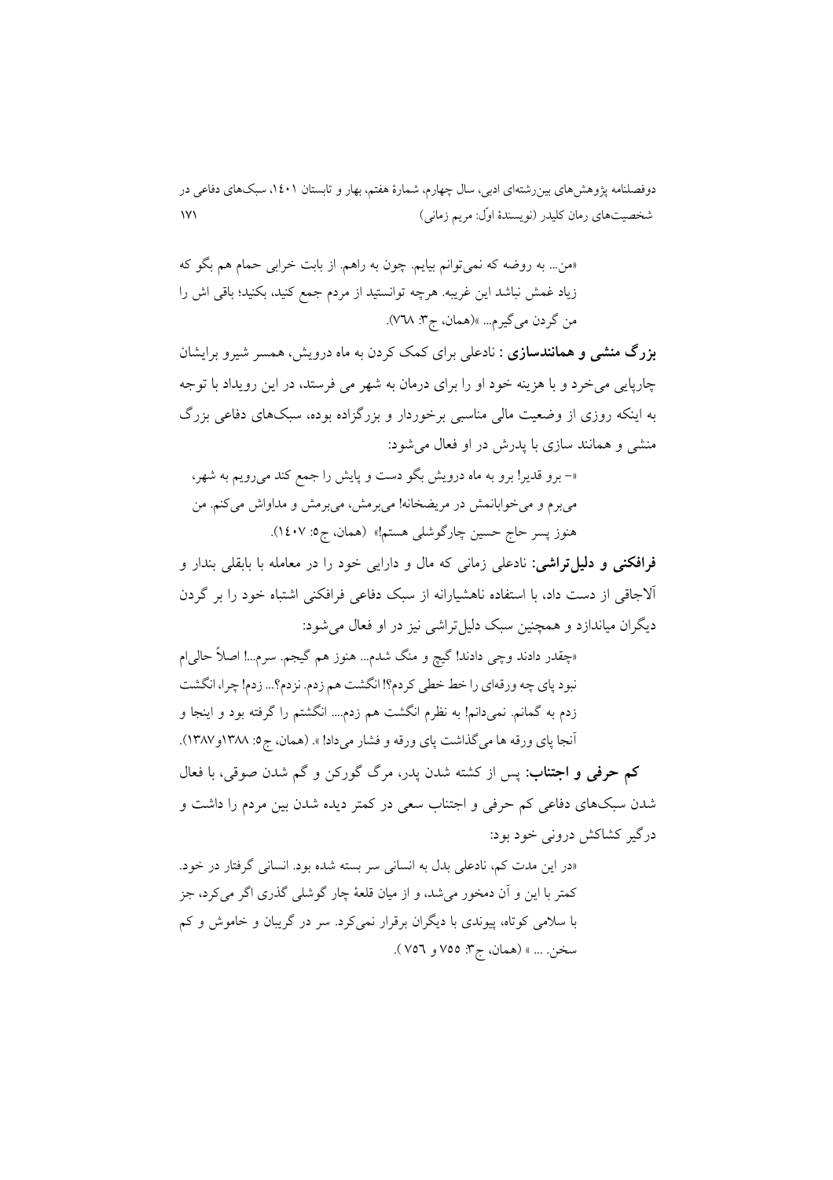«من... به روضه که نمی‌توانم بیایم. چون به راهم. از بابت خرابی حمام هم بگو که زیاد غمش نباشد این غریبه. هرچه توانستید از مردم جمع کنید، بکنید؛ باقی اش را من گردن می‌گیرم... »(همان، ج۳: ۷٦۸).

**بزرگ منشی و همانندسازی :** نادعلی برای کمک کردن به ماه درویش، همسر شیرو برایشان چارپایی می‌خرد و با هزینه خود او را برای درمان به شهر می فرستد، در این رویداد با توجه به اینکه روزی از وضعیت مالی مناسبی برخوردار و بزرگزاده بوده، سبک‌های دفاعی بزرگ منشی و همانند سازی با پدرش در او فعال می‌شود:

«– برو قدیر! برو به ماه درویش بگو دست و پایش را جمع کند می‌رویم به شهر، می‌برم و می‌خوابانمش در مریضخانه! می‌برمش، می‌برمش و مداواش می‌کنم. من هنوز پسر حاج حسین چارگوشلی هستم!» (همان، ج۵: ۱٤۰۷).

**فرافکنی و دلیل‌تراشی:** نادعلی زمانی که مال و دارایی خود را در معامله با بابقلی بندار و آلاجاقی از دست داد، با استفاده ناهشیارانه از سبک دفاعی فرافکنی اشتباه خود را بر گردن دیگران میاندازد و همچنین سبک دلیل‌تراشی نیز در او فعال می‌شود:

«چقدر دادند وچی دادند! گیج و منگ شدم... هنوز هم گیجم. سرم...! اصلاً حالی‌ام نبود پای چه ورقه‌ای را خط خطی کردم؟! انگشت هم زدم. نزدم؟... زدم! چرا، انگشت زدم به گمانم. نمی‌دانم! به نظرم انگشت هم زدم.... انگشتم را گرفته بود و اینجا و آنجا پای ورقه ها می‌گذاشت پای ورقه و فشار می‌داد! ». (همان، ج۵: ۱۳۸۸و۱۳۸۷).

**کم حرفی و اجتناب:** پس از کشته شدن پدر، مرگ گورکن و گم شدن صوقی، با فعال شدن سبک‌های دفاعی کم حرفی و اجتناب سعی در کمتر دیده شدن بین مردم را داشت و درگیر کشاکش درونی خود بود:

«در این مدت کم، نادعلی بدل به انسانی سر بسته شده بود. انسانی گرفتار در خود. کمتر با این و آن دمخور می‌شد، و از میان قلعهٔ چار گوشلی گذری اگر می‌کرد، جز با سلامی کوتاه، پیوندی با دیگران برقرار نمی‌کرد. سر در گریبان و خاموش و کم سخن. ... » (همان، ج۳: ۷۵۵ و ۷۵٦ ).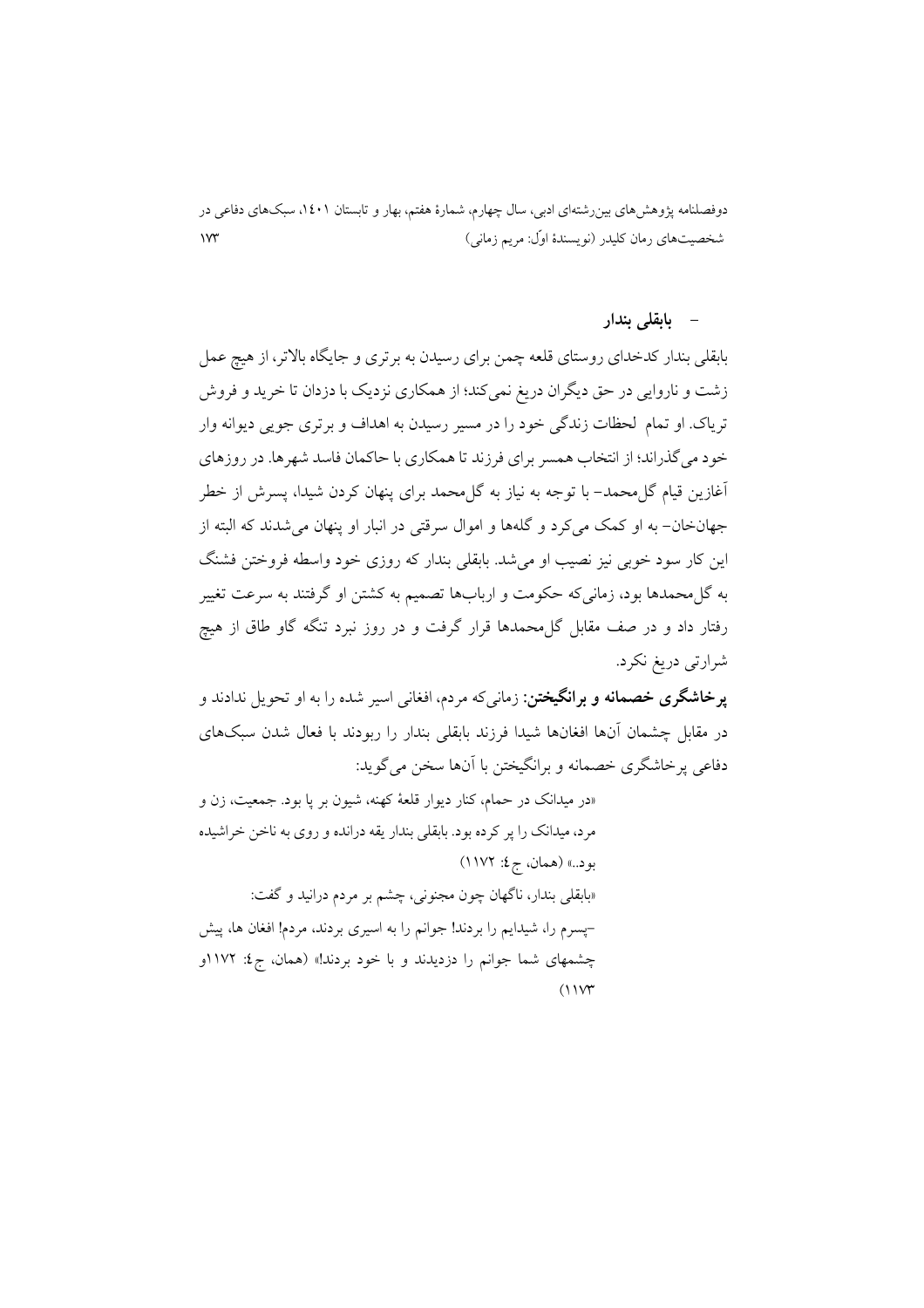- **بابقلی بندار**

بابقلی بندار کدخدای روستای قلعه چمن برای رسیدن به برتری و جایگاه بالاتر، از هیچ عمل زشت و ناروایی در حق دیگران دریغ نمی‌کند؛ از همکاری نزدیک با دزدان تا خرید و فروش تریاک. او تمام لحظات زندگی خود را در مسیر رسیدن به اهداف و برتری جویی دیوانه وار خود می‌گذراند؛ از انتخاب همسر برای فرزند تا همکاری با حاکمان فاسد شهرها. در روزهای آغازین قیام گل‌محمد- با توجه به نیاز به گل‌محمد برای پنهان کردن شیدا، پسرش از خطر جهان‌خان- به او کمک می‌کرد و گله‌ها و اموال سرقتی در انبار او پنهان می‌شدند که البته از این کار سود خوبی نیز نصیب او می‌شد. بابقلی بندار که روزی خود واسطه فروختن فشنگ به گل‌محمدها بود، زمانی‌که حکومت و ارباب‌ها تصمیم به کشتن او گرفتند به سرعت تغییر رفتار داد و در صف مقابل گل‌محمدها قرار گرفت و در روز نبرد تنگه گاو طاق از هیچ شرارتی دریغ نکرد.

**پرخاشگری خصمانه و برانگیختن:** زمانی‌که مردم، افغانی اسیر شده را به او تحویل ندادند و در مقابل چشمان آن‌ها افغان‌ها شیدا فرزند بابقلی بندار را ربودند با فعال شدن سبک‌های دفاعی پرخاشگری خصمانه و برانگیختن با آن‌ها سخن می‌گوید:

> «در میدانک در حمام، کنار دیوار قلعهٔ کهنه، شیون بر پا بود. جمعیت، زن و مرد، میدانک را پر کرده بود. بابقلی بندار یقه درانده و روی به ناخن خراشیده بود..» (همان، ج ٤: ١١٧٢)
>
> «بابقلی بندار، ناگهان چون مجنونی، چشم بر مردم درانید و گفت:
>
> -پسرم را، شیدایم را بردند! جوانم را به اسیری بردند، مردم! افغان ها، پیش چشمهای شما جوانم را دزدیدند و با خود بردند!» (همان، ج ٤: ١١٧٢و ١١٧٣)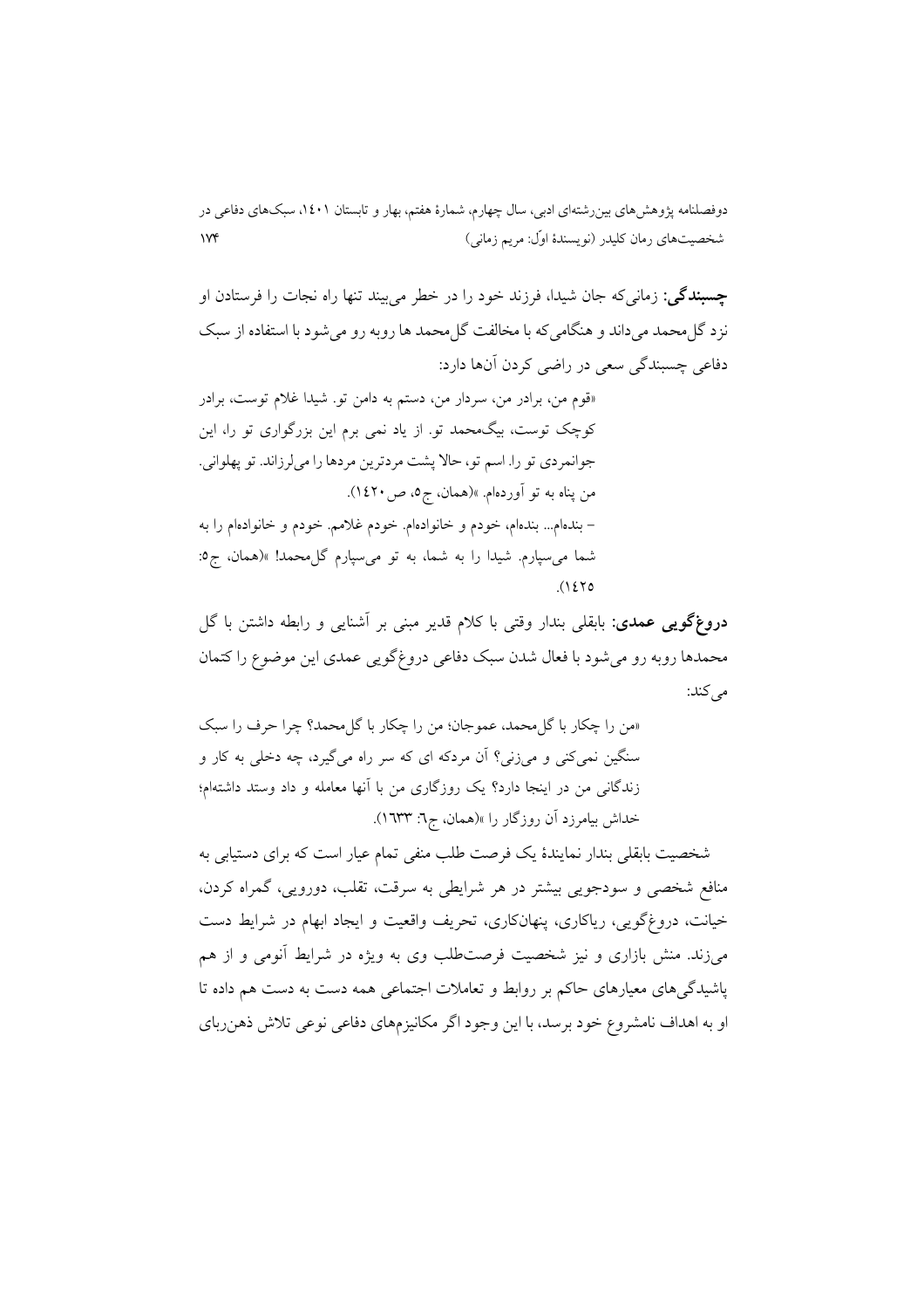**چسبندگی:** زمانی‌که جان شیدا، فرزند خود را در خطر می‌بیند تنها راه نجات را فرستادن او نزد گل‌محمد می‌داند و هنگامی‌که با مخالفت گل‌محمد ها روبه رو می‌شود با استفاده از سبک دفاعی چسبندگی سعی در راضی کردن آن‌ها دارد:

«قوم من، برادر من، سردار من، دستم به دامن تو. شیدا غلام توست، برادر کوچک توست، بیگ‌محمد تو. از یاد نمی برم این بزرگواری تو را، این جوانمردی تو را. اسم تو، حالا پشت مردترین مردها را می‌لرزاند. تو پهلوانی. من پناه به تو آورده‌ام. »(همان، ج۵، ص۱۴۲۰).

– بنده‌ام... بنده‌ام، خودم و خانواده‌ام. خودم غلامم. خودم و خانواده‌ام را به شما می‌سپارم. شیدا را به شما، به تو می‌سپارم گل‌محمد! »(همان، ج۵: ۱۴۲۵).

**دروغ‌گویی عمدی:** بابقلی بندار وقتی با کلام قدیر مبنی بر آشنایی و رابطه داشتن با گل محمدها روبه رو می‌شود با فعال شدن سبک دفاعی دروغ‌گویی عمدی این موضوع را کتمان می‌کند:

«من را چکار با گل‌محمد، عموجان؛ من را چکار با گل‌محمد؟ چرا حرف را سبک سنگین نمی‌کنی و می‌زنی؟ آن مردکه ای که سر راه می‌گیرد، چه دخلی به کار و زندگانی من در اینجا دارد؟ یک روزگاری من با آنها معامله و داد وستد داشته‌ام؛ خداش بیامرزد آن روزگار را »(همان، ج۶: ۱۶۳۳).

شخصیت بابقلی بندار نمایندهٔ یک فرصت طلب منفی تمام عیار است که برای دستیابی به منافع شخصی و سودجویی بیشتر در هر شرایطی به سرقت، تقلب، دورویی، گمراه کردن، خیانت، دروغ‌گویی، ریاکاری، پنهان‌کاری، تحریف واقعیت و ایجاد ابهام در شرایط دست می‌زند. منش بازاری و نیز شخصیت فرصت‌طلب وی به ویژه در شرایط آنومی و از هم پاشیدگی‌های معیارهای حاکم بر روابط و تعاملات اجتماعی همه دست به دست هم داده تا او به اهداف نامشروع خود برسد، با این وجود اگر مکانیزم‌های دفاعی نوعی تلاش ذهن‌ربای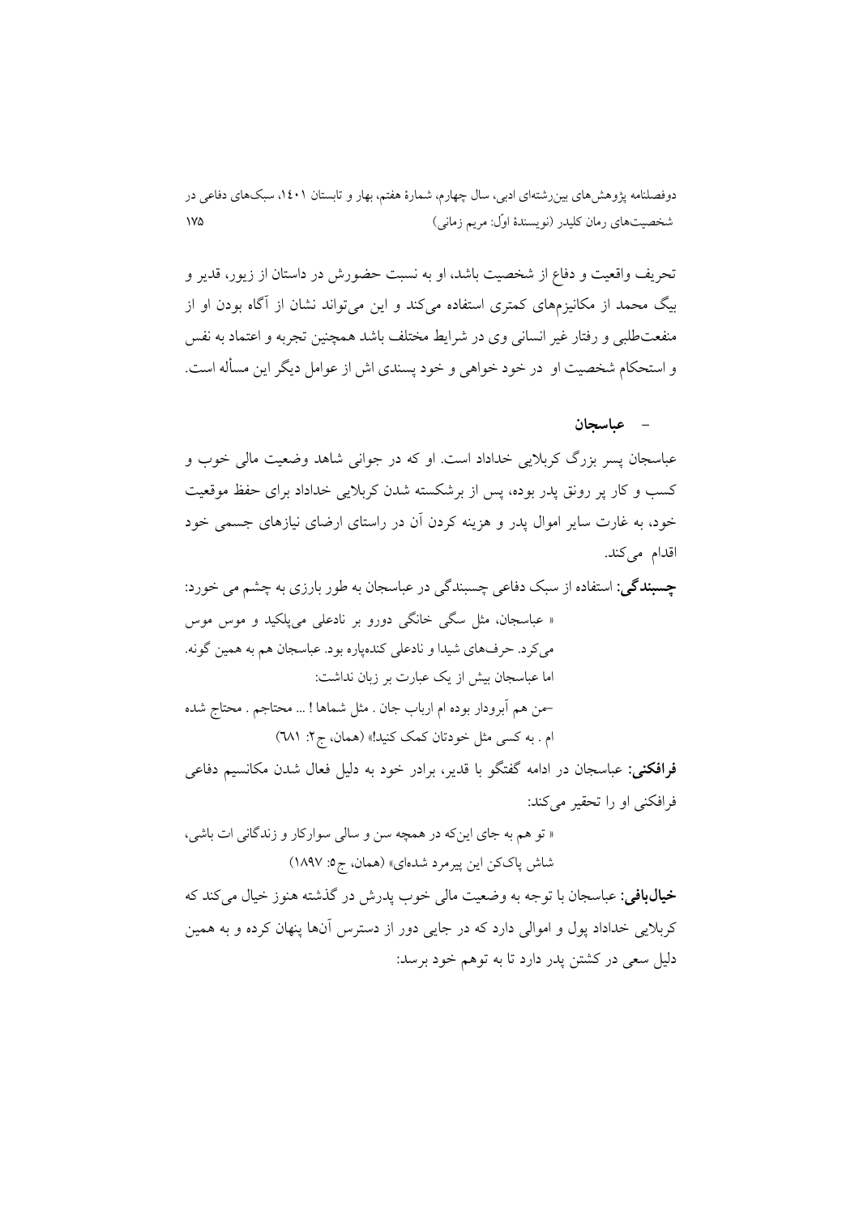تحریف واقعیت و دفاع از شخصیت باشد، او به نسبت حضورش در داستان از زیور، قدیر و بیگ محمد از مکانیزم‌های کمتری استفاده می‌کند و این می‌تواند نشان از آگاه بودن او از منفعت‌طلبی و رفتار غیر انسانی وی در شرایط مختلف باشد همچنین تجربه و اعتماد به نفس و استحکام شخصیت او در خود خواهی و خود پسندی اش از عوامل دیگر این مسأله است.

- **عباسجان**

عباسجان پسر بزرگ کربلایی خداداد است. او که در جوانی شاهد وضعیت مالی خوب و کسب و کار پر رونق پدر بوده، پس از برشکسته شدن کربلایی خداداد برای حفظ موقعیت خود، به غارت سایر اموال پدر و هزینه کردن آن در راستای ارضای نیازهای جسمی خود اقدام می‌کند.

**چسبندگی**: استفاده از سبک دفاعی چسبندگی در عباسجان به طور بارزی به چشم می خورد:

« عباسجان، مثل سگی خانگی دورو بر نادعلی می‌پلکید و موس موس می‌کرد. حرف‌های شیدا و نادعلی کنده‌پاره بود. عباسجان هم به همین گونه. اما عباسجان بیش از یک عبارت بر زبان نداشت:

–من هم آبرودار بوده ام ارباب جان . مثل شماها ! ... محتاجم . محتاج شده ام . به کسی مثل خودتان کمک کنید!» (همان، ج۲: ٦٨١)

**فرافکنی**: عباسجان در ادامه گفتگو با قدیر، برادر خود به دلیل فعال شدن مکانیسم دفاعی فرافکنی او را تحقیر می‌کند:

« تو هم به جای این‌که در همچه سن و سالی سوارکار و زندگانی ات باشی، شاش پاک‌کن این پیرمرد شده‌ای» (همان، ج۵: ۱۸۹۷)

**خیال‌بافی**: عباسجان با توجه به وضعیت مالی خوب پدرش در گذشته هنوز خیال می‌کند که کربلایی خداداد پول و اموالی دارد که در جایی دور از دسترس آن‌ها پنهان کرده و به همین دلیل سعی در کشتن پدر دارد تا به توهم خود برسد: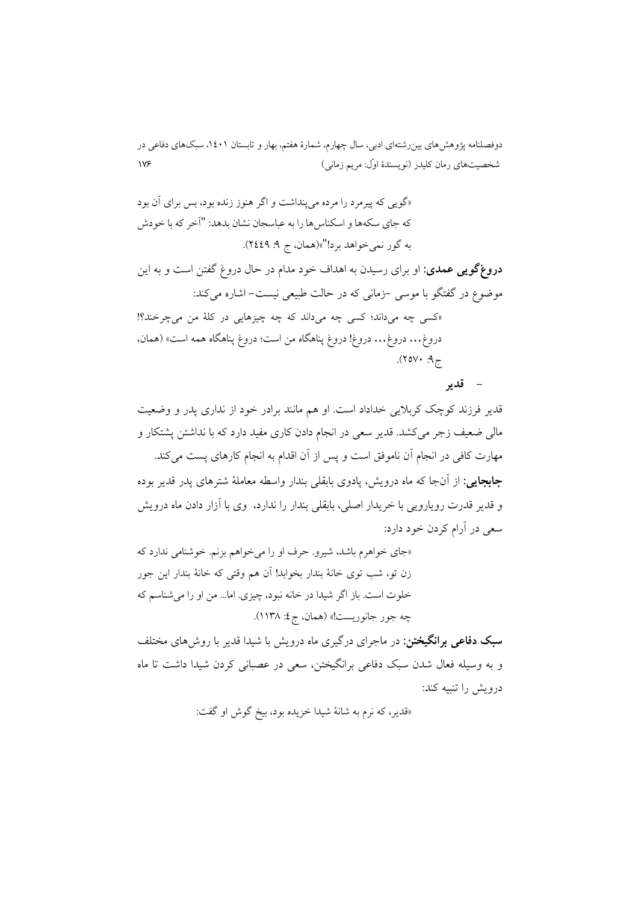«گویی که پیرمرد را مرده می‌پنداشت و اگر هنوز زنده بود، بس برای آن بود که جای سکه‌ها و اسکناس‌ها را به عباسجان نشان بدهد: "آخر که با خودش به گور نمی‌خواهد برد!"»(همان، ج ۹: ۲٤٤۹).

**دروغ‌گویی عمدی:** او برای رسیدن به اهداف خود مدام در حال دروغ گفتن است و به این موضوع در گفتگو با موسی –زمانی که در حالت طبیعی نیست– اشاره می‌کند:

«کسی چه می‌داند؛ کسی چه می‌داند که چه چیزهایی در کلهٔ من می‌چرخند؟! دروغ... دروغ... دروغ! دروغ پناهگاه من است؛ دروغ پناهگاه همه است» (همان، ج۹: ۲۵۷۰).

- **قدیر**

قدیر فرزند کوچک کربلایی خداداد است. او هم مانند برادر خود از نداری پدر و وضعیت مالی ضعیف زجر می‌کشد. قدیر سعی در انجام دادن کاری مفید دارد که با نداشتن پشتکار و مهارت کافی در انجام آن ناموفق است و پس از آن اقدام به انجام کارهای پست می‌کند.

**جابجایی:** از آن‌جا که ماه درویش، پادوی بابقلی بندار واسطه معاملهٔ شترهای پدر قدیر بوده و قدیر قدرت رویارویی با خریدار اصلی، بابقلی بندار را ندارد، وی با آزار دادن ماه درویش سعی در آرام کردن خود دارد:

«جای خواهرم باشد، شیرو. حرف او را می‌خواهم بزنم. خوشنامی ندارد که زن تو، شب توی خانهٔ بندار بخوابد! آن هم وقتی که خانهٔ بندار این جور خلوت است. باز اگر شیدا در خانه نبود، چیزی. اما... من او را می‌شناسم که چه جور جانوریست!» (همان، ج٤: ۱۱۳۸).

**سبک دفاعی برانگیختن:** در ماجرای درگیری ماه درویش با شیدا قدیر با روش‌های مختلف و به وسیله فعال شدن سبک دفاعی برانگیختن، سعی در عصبانی کردن شیدا داشت تا ماه درویش را تنبیه کند:

«قدیر، که نرم به شانهٔ شیدا خزیده بود، بیخ گوش او گفت: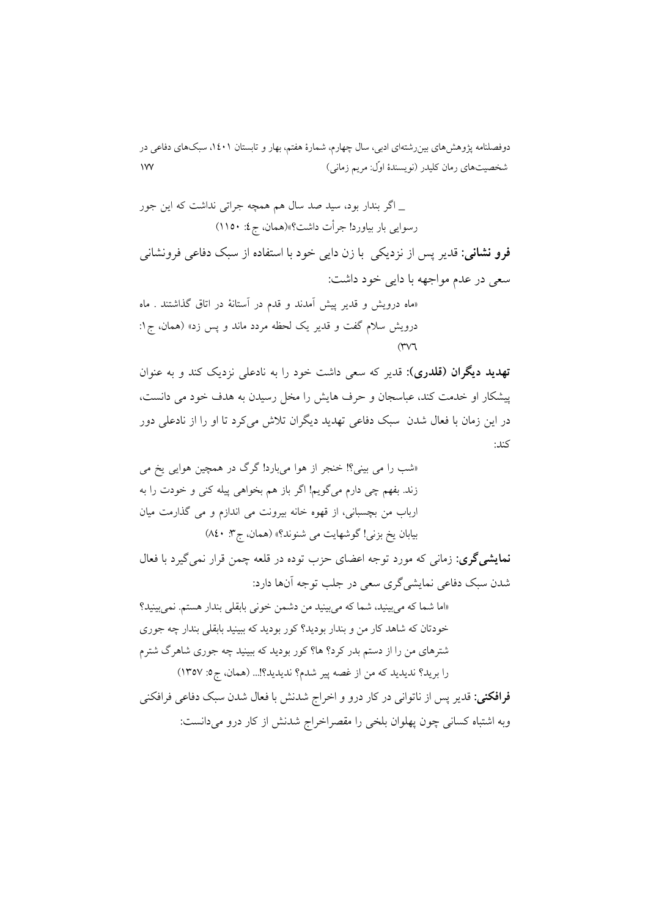_ اگر بندار بود، سید صد سال هم همچه جراتی نداشت که این جور رسوایی بار بیاورد! جرأت داشت؟»(همان، ج٤: ١١٥٠)

**فرو نشانی:** قدیر پس از نزدیکی  با زن دایی خود با استفاده از سبک دفاعی فرونشانی سعی در عدم مواجهه با دایی خود داشت:

«ماه درویش و قدیر پیش آمدند و قدم در آستانهٔ در اتاق گذاشتند . ماه درویش سلام گفت و قدیر یک لحظه مردد ماند و پس زد» (همان، ج١: ٣٧٦)

**تهدید دیگران (قلدری):** قدیر که سعی داشت خود را به نادعلی نزدیک کند و به عنوان پیشکار او خدمت کند، عباسجان و حرف هایش را مخل رسیدن به هدف خود می دانست، در این زمان با فعال شدن  سبک دفاعی تهدید دیگران تلاش می‌کرد تا او را از نادعلی دور کند:

«شب را می بینی؟! خنجر از هوا می‌بارد! گرگ در همچین هوایی یخ می زند. بفهم چی دارم می‌گویم! اگر باز هم بخواهی پیله کنی و خودت را به ارباب من بچسبانی، از قهوه خانه بیرونت می اندازم و می گذارمت میان بیابان یخ بزنی! گوشهایت می شنوند؟» (همان، ج٣: ٨٤٠)

**نمایشی‌گری:** زمانی که مورد توجه اعضای حزب توده در قلعه چمن قرار نمی‌گیرد با فعال شدن سبک دفاعی نمایشی‌گری سعی در جلب توجه آن‌ها دارد:

«اما شما که می‌بینید، شما که می‌بینید من دشمن خونی بابقلی بندار هستم. نمی‌بینید؟ خودتان که شاهد کار من و بندار بودید؟ کور بودید که ببینید بابقلی بندار چه جوری شترهای من را از دستم بدر کرد؟ ها؟ کور بودید که ببینید چه جوری شاهرگ شترم را برید؟ ندیدید که من از غصه پیر شدم؟ ندیدید؟!... (همان، ج٥: ١٣٥٧)

**فرافکنی:** قدیر پس از ناتوانی در کار درو و اخراج شدنش با فعال شدن سبک دفاعی فرافکنی وبه اشتباه کسانی چون پهلوان بلخی را مقصراخراج شدنش از کار درو می‌دانست: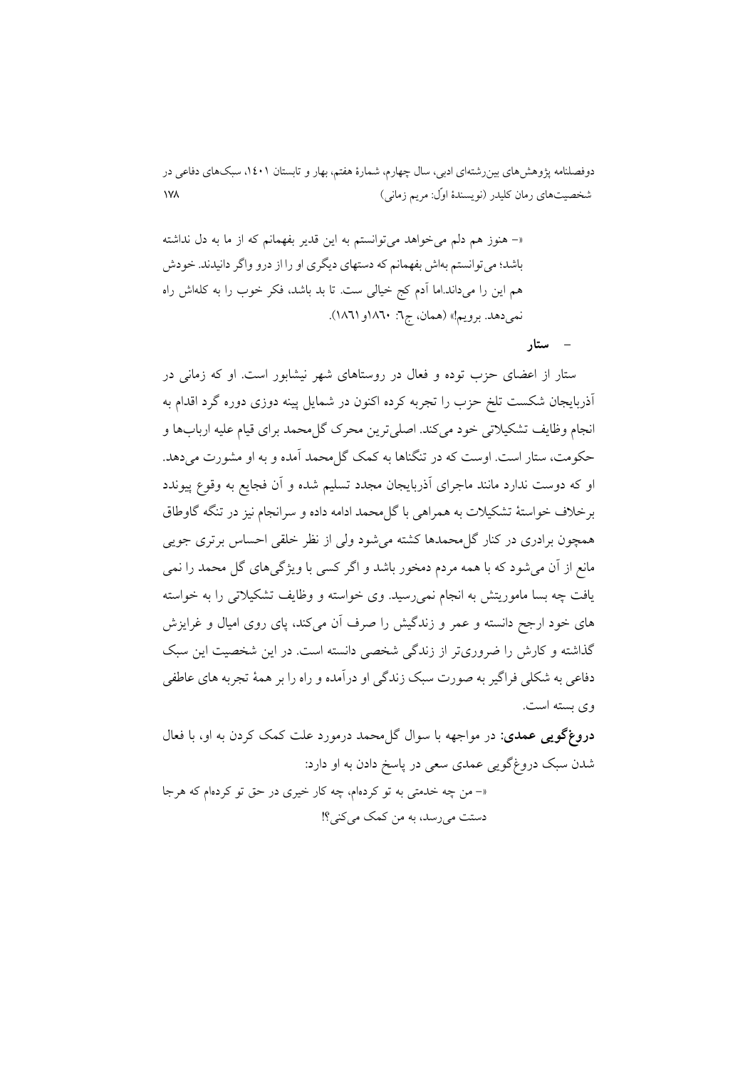«– هنوز هم دلم می‌خواهد می‌توانستم به این قدیر بفهمانم که از ما به دل نداشته باشد؛ می‌توانستم به‌اش بفهمانم که دستهای دیگری او را از درو واگر دانیدند. خودش هم این را می‌داند.اما آدم کج خیالی ست. تا بد باشد، فکر خوب را به کله‌اش راه نمی‌دهد. برویم!» (همان، ج٦: ١٨٦٠و ١٨٦١).

- **ستار**

ستار از اعضای حزب توده و فعال در روستاهای شهر نیشابور است. او که زمانی در آذربایجان شکست تلخ حزب را تجربه کرده اکنون در شمایل پینه دوزی دوره گرد اقدام به انجام وظایف تشکیلاتی خود می‌کند. اصلی‌ترین محرک گل‌محمد برای قیام علیه اربابها و حکومت، ستار است. اوست که در تنگناها به کمک گل‌محمد آمده و به او مشورت می‌دهد. او که دوست ندارد مانند ماجرای آذربایجان مجدد تسلیم شده و آن فجایع به وقوع بپیوندد برخلاف خواستهٔ تشکیلات به همراهی با گل‌محمد ادامه داده و سرانجام نیز در تنگه گاوطاق همچون برادری در کنار گل‌محمدها کشته می‌شود ولی از نظر خلقی احساس برتری جویی مانع از آن می‌شود که با همه مردم دمخور باشد و اگر کسی با ویژگی‌های گل محمد را نمی یافت چه بسا ماموریتش به انجام نمی‌رسید. وی خواسته و وظایف تشکیلاتی را به خواسته های خود ارجح دانسته و عمر و زندگیش را صرف آن می‌کند، پای روی امیال و غرایزش گذاشته و کارش را ضروری‌تر از زندگی شخصی دانسته است. در این شخصیت این سبک دفاعی به شکلی فراگیر به صورت سبک زندگی او درآمده و راه را بر همهٔ تجربه های عاطفی وی بسته است.

**دروغ‌گویی عمدی**: در مواجهه با سوال گل‌محمد درمورد علت کمک کردن به او، با فعال شدن سبک دروغ‌گویی عمدی سعی در پاسخ دادن به او دارد:

«– من چه خدمتی به تو کرده‌ام، چه کار خیری در حق تو کرده‌ام که هرجا دستت می‌رسد، به من کمک می‌کنی؟!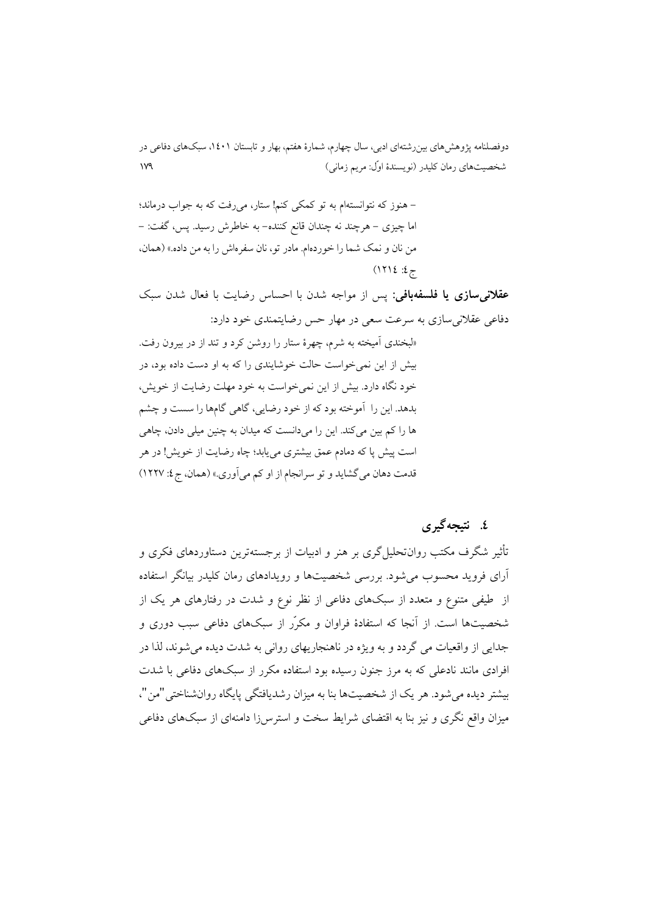– هنوز که نتوانسته‌ام به تو کمکی کنم! ستار، می‌رفت که به جواب درماند؛ اما چیزی – هرچند نه چندان قانع کننده– به خاطرش رسید. پس، گفت: – من نان و نمک شما را خورده‌ام. مادر تو، نان سفره‌اش را به من داده.» (همان، ج ٤: ١٢١٤)

**عقلانی‌سازی یا فلسفه‌بافی:** پس از مواجه شدن با احساس رضایت با فعال شدن سبک دفاعی عقلانی‌سازی به سرعت سعی در مهار حس رضایتمندی خود دارد:

«لبخندی آمیخته به شرم، چهرهٔ ستار را روشن کرد و تند از در بیرون رفت. بیش از این نمی‌خواست حالت خوشایندی را که به او دست داده بود، در خود نگاه دارد. بیش از این نمی‌خواست به خود مهلت رضایت از خویش، بدهد. این را آموخته بود که از خود رضایی، گاهی گام‌ها را سست و چشم ها را کم بین می‌کند. این را می‌دانست که میدان به چنین میلی دادن، چاهی است پیش پا که دمادم عمق بیشتری می‌یابد؛ چاه رضایت از خویش! در هر قدمت دهان می‌گشاید و تو سرانجام از او کم می‌آوری.» (همان، ج ٤: ١٢٢٧)

## ٤. نتیجه‌گیری

تأثیر شگرف مکتب روان‌تحلیل‌گری بر هنر و ادبیات از برجسته‌ترین دستاوردهای فکری و آرای فروید محسوب می‌شود. بررسی شخصیت‌ها و رویدادهای رمان کلیدر بیانگر استفاده از طیفی متنوع و متعدد از سبک‌های دفاعی از نظر نوع و شدت در رفتارهای هر یک از شخصیت‌ها است. از آنجا که استفادهٔ فراوان و مکرّر از سبک‌های دفاعی سبب دوری و جدایی از واقعیات می گردد و به ویژه در ناهنجاریهای روانی به شدت دیده می‌شوند، لذا در افرادی مانند نادعلی که به مرز جنون رسیده بود استفاده مکرر از سبک‌های دفاعی با شدت بیشتر دیده می‌شود. هر یک از شخصیت‌ها بنا به میزان رشدیافتگی پایگاه روان‌شناختی "من"، میزان واقع نگری و نیز بنا به اقتضای شرایط سخت و استرس‌زا دامنه‌ای از سبک‌های دفاعی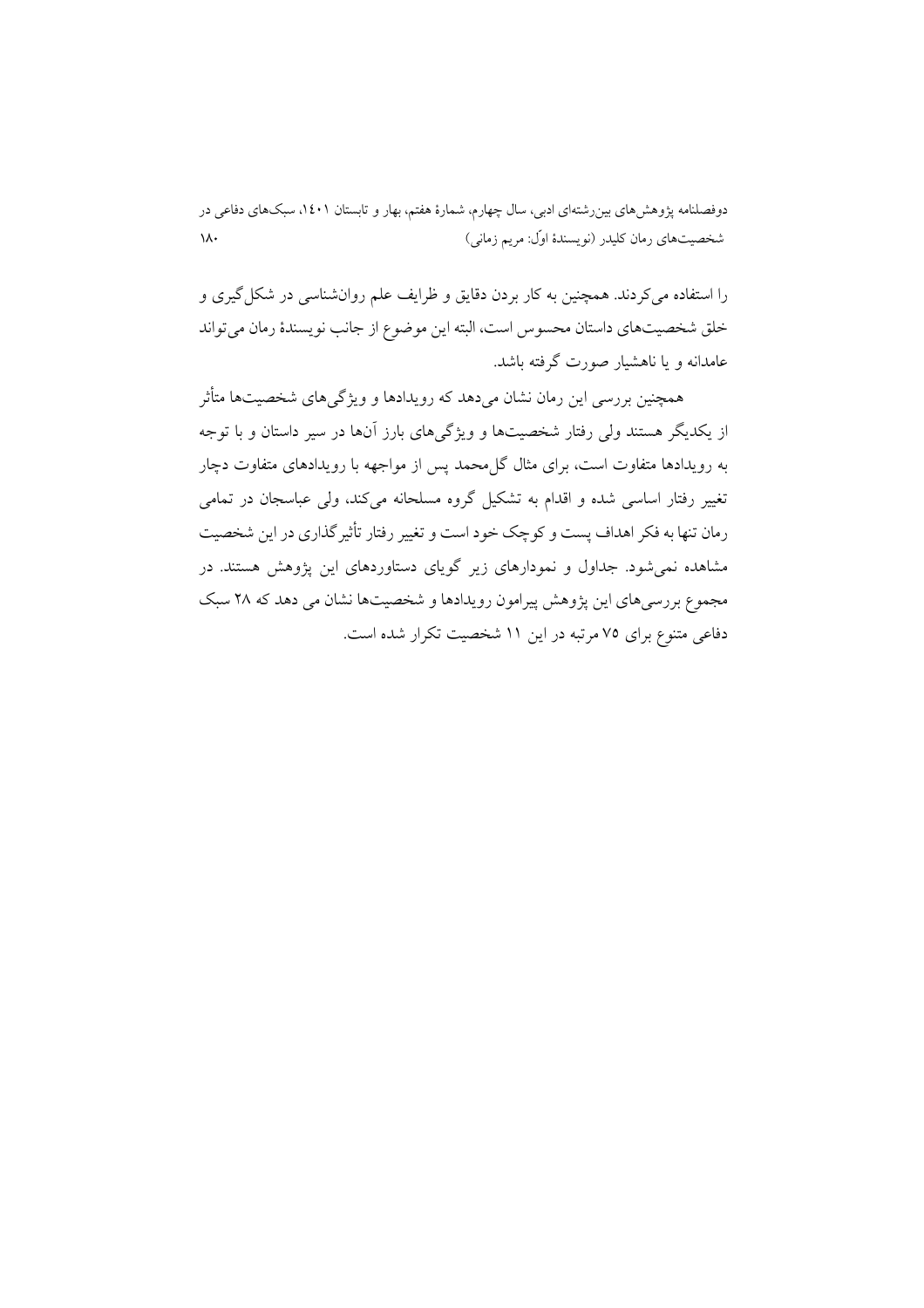را استفاده می‌کردند. همچنین به کار بردن دقایق و ظرایف علم روان‌شناسی در شکل‌گیری و خلق شخصیت‌های داستان محسوس است، البته این موضوع از جانب نویسندۀ رمان می‌تواند عامدانه و یا ناهشیار صورت گرفته باشد.

همچنین بررسی این رمان نشان می‌دهد که رویدادها و ویژگی‌های شخصیت‌ها متأثر از یکدیگر هستند ولی رفتار شخصیت‌ها و ویژگی‌های بارز آن‌ها در سیر داستان و با توجه به رویدادها متفاوت است، برای مثال گل‌محمد پس از مواجهه با رویدادهای متفاوت دچار تغییر رفتار اساسی شده و اقدام به تشکیل گروه مسلحانه می‌کند، ولی عباسجان در تمامی رمان تنها به فکر اهداف پست و کوچک خود است و تغییر رفتار تأثیرگذاری در این شخصیت مشاهده نمی‌شود. جداول و نمودارهای زیر گویای دستاوردهای این پژوهش هستند. در مجموع بررسی‌های این پژوهش پیرامون رویدادها و شخصیت‌ها نشان می دهد که ۲۸ سبک دفاعی متنوع برای ۷۵ مرتبه در این ۱۱ شخصیت تکرار شده است.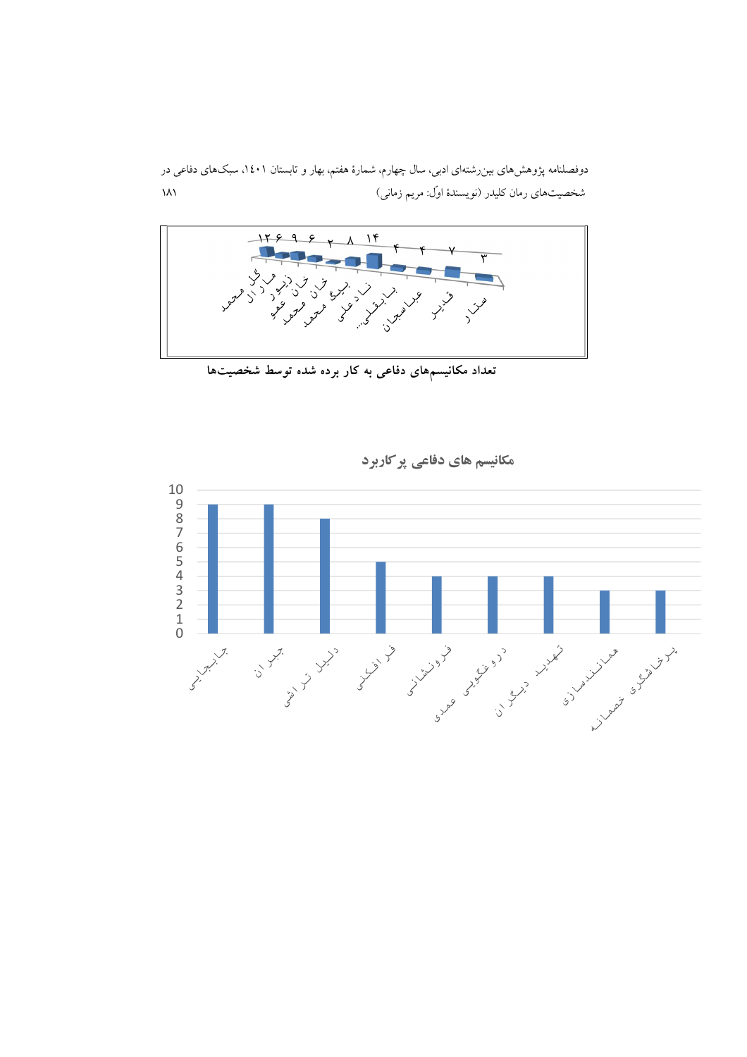| گل محمد | مارال | زیور | خان عمو | خان محمد | بیگ محمد | نادعلی | بابقلی... | عباسجان | قدیر | ستار |
|---|---|---|---|---|---|---|---|---|---|---|
| ۱۲ | ۶ | ۹ | ۶ | ۲ | ۸ | ۱۴ | ۴ | ۴ | ۷ | ۳ |

**تعداد مکانیسم‌های دفاعی به کار برده شده توسط شخصیت‌ها**

**مکانیسم های دفاعی پرکاربرد**

| جابجایی | جبران | دلیل تراشی | فرافکنی | فرونشانی | دروغگویی عمدی | تهدید دیگران | همانندسازی | پرخاشگری خصمانه |
|---|---|---|---|---|---|---|---|---|
| 9 | 9 | 8 | 5 | 4 | 4 | 4 | 3 | 3 |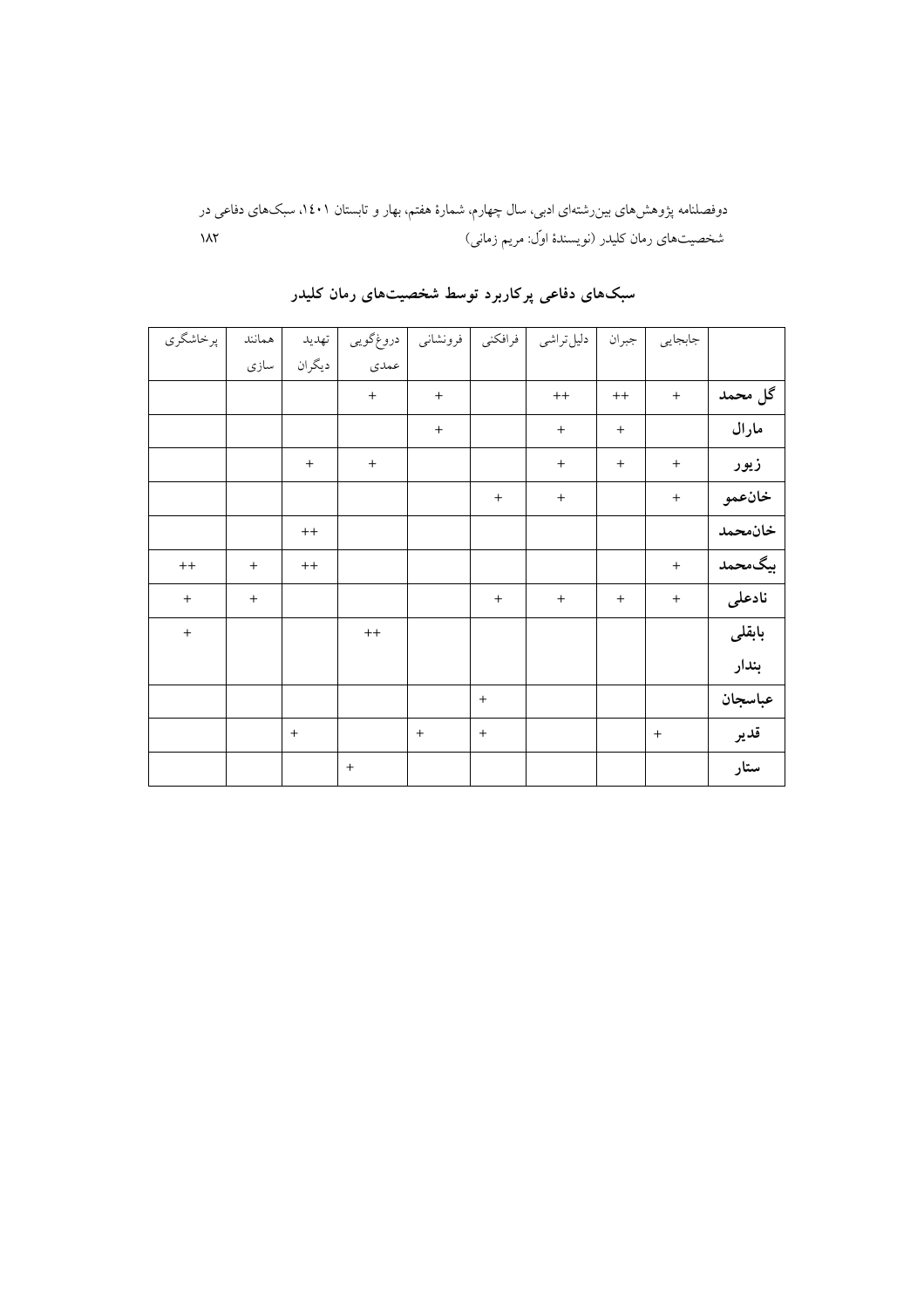**سبک‌های دفاعی پرکاربرد توسط شخصیت‌های رمان کلیدر**

| | جابجایی | جبران | دلیل‌تراشی | فرافکنی | فرونشانی | دروغ‌گویی عمدی | تهدید دیگران | همانند سازی | پرخاشگری |
|---|---|---|---|---|---|---|---|---|---|
| **گل محمد** | + | ++ | ++ | | + | + | | | |
| **مارال** | | + | + | | + | | | | |
| **زیور** | + | + | + | | | + | + | | |
| **خان‌عمو** | + | | + | + | | | | | |
| **خان‌محمد** | | | | | | | ++ | | |
| **بیگ‌محمد** | + | | | | | | ++ | + | ++ |
| **نادعلی** | + | + | + | + | | | | + | + |
| **بابقلی بندار** | | | | | | ++ | | | + |
| **عباسجان** | | | | + | | | | | |
| **قدیر** | + | | | + | + | | + | | |
| **ستار** | | | | | | + | | | |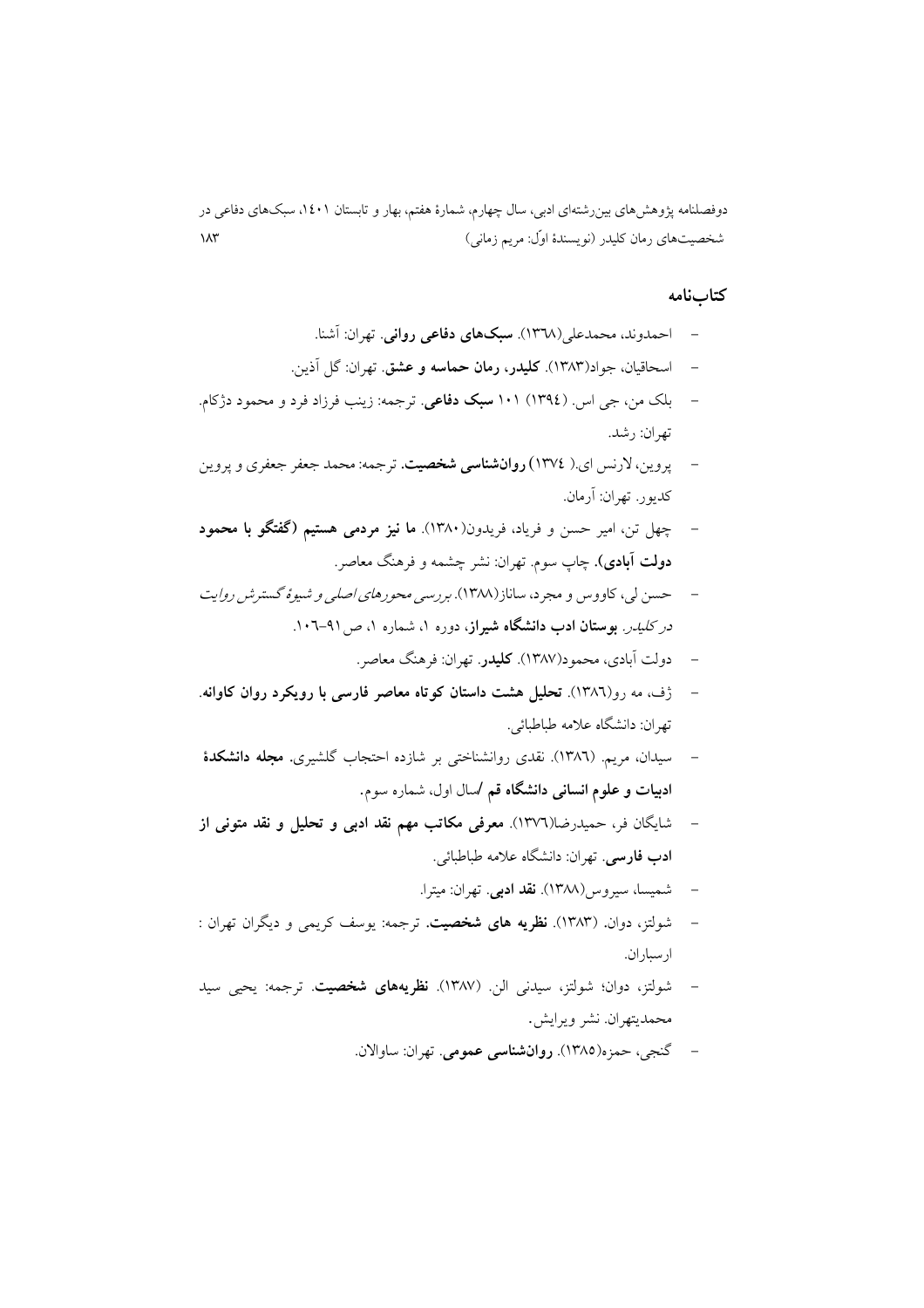## کتاب‌نامه

- احمدوند، محمدعلی(۱۳۶۸). **سبک‌های دفاعی روانی**. تهران: آشنا.
- اسحاقیان، جواد(۱۳۸۳). **کلیدر، رمان حماسه و عشق**. تهران: گل آذین.
- بلک من، جی اس. (۱۳۹٤) ۱۰۱ **سبک دفاعی**. ترجمه: زینب فرزاد فرد و محمود دژکام. تهران: رشد.
- پروین، لارنس ای.( ۱۳۷٤) **روان‌شناسی شخصیت**. ترجمه: محمد جعفر جعفری و پروین کدیور. تهران: آرمان.
- چهل تن، امیر حسن و فریاد، فریدون(۱۳۸۰). **ما نیز مردمی هستیم (گفتگو با محمود دولت آبادی)**. چاپ سوم. تهران: نشر چشمه و فرهنگ معاصر.
- حسن لی، کاووس و مجرد، ساناز(۱۳۸۸). *بررسی محورهای اصلی و شیوهٔ گسترش روایت در کلیدر*. **بوستان ادب دانشگاه شیراز**، دوره ۱، شماره ۱، ص۹۱-۱۰۶.
- دولت آبادی، محمود(۱۳۸۷). **کلیدر**. تهران: فرهنگ معاصر.
- ژف، مه رو(۱۳۸۶). **تحلیل هشت داستان کوتاه معاصر فارسی با رویکرد روان کاوانه**. تهران: دانشگاه علامه طباطبائی.
- سیدان، مریم. (۱۳۸۶). نقدی روانشناختی بر شازده احتجاب گلشیری. **مجله دانشکدهٔ ادبیات و علوم انسانی دانشگاه قم** /سال اول، شماره سوم.
- شایگان فر، حمیدرضا(۱۳۷۶). **معرفی مکاتب مهم نقد ادبی و تحلیل و نقد متونی از ادب فارسی**. تهران: دانشگاه علامه طباطبائی.
- شمیسا، سیروس(۱۳۸۸). **نقد ادبی**. تهران: میترا.
- شولتز، دوان. (۱۳۸۳). **نظریه های شخصیت**. ترجمه: یوسف کریمی و دیگران تهران : ارسباران.
- شولتز، دوان؛ شولتز، سیدنی الن. (۱۳۸۷). **نظریه‌های شخصیت**. ترجمه: یحیی سید محمدیتهران. نشر ویرایش.
- گنجی، حمزه(۱۳۸۵). **روان‌شناسی عمومی**. تهران: ساوالان.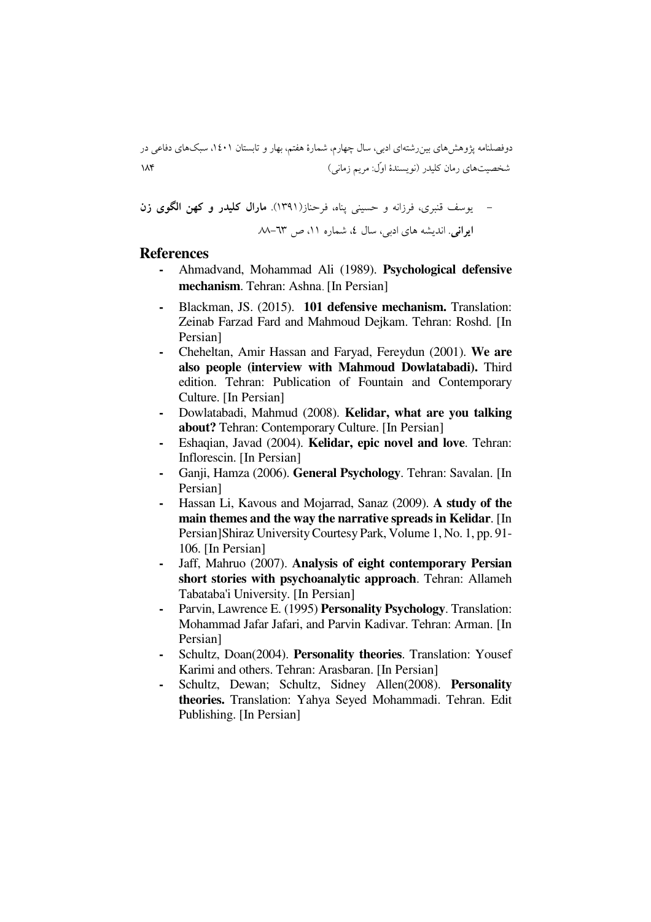- یوسف قنبری، فرزانه و حسینی پناه، فرحناز(۱۳۹۱). **مارال کلیدر و کهن الگوی زن ایرانی**. اندیشه های ادبی، سال ٤، شماره ۱۱، ص ٦۳-۸۸

## References

- Ahmadvand, Mohammad Ali (1989). **Psychological defensive mechanism**. Tehran: Ashna. [In Persian]
- Blackman, JS. (2015). **101 defensive mechanism.** Translation: Zeinab Farzad Fard and Mahmoud Dejkam. Tehran: Roshd. [In Persian]
- Cheheltan, Amir Hassan and Faryad, Fereydun (2001). **We are also people (interview with Mahmoud Dowlatabadi).** Third edition. Tehran: Publication of Fountain and Contemporary Culture. [In Persian]
- Dowlatabadi, Mahmud (2008). **Kelidar, what are you talking about?** Tehran: Contemporary Culture. [In Persian]
- Eshaqian, Javad (2004). **Kelidar, epic novel and love**. Tehran: Inflorescin. [In Persian]
- Ganji, Hamza (2006). **General Psychology**. Tehran: Savalan. [In Persian]
- Hassan Li, Kavous and Mojarrad, Sanaz (2009). **A study of the main themes and the way the narrative spreads in Kelidar**. [In Persian]Shiraz University Courtesy Park, Volume 1, No. 1, pp. 91-106. [In Persian]
- Jaff, Mahruo (2007). **Analysis of eight contemporary Persian short stories with psychoanalytic approach**. Tehran: Allameh Tabataba'i University. [In Persian]
- Parvin, Lawrence E. (1995) **Personality Psychology**. Translation: Mohammad Jafar Jafari, and Parvin Kadivar. Tehran: Arman. [In Persian]
- Schultz, Doan(2004). **Personality theories**. Translation: Yousef Karimi and others. Tehran: Arasbaran. [In Persian]
- Schultz, Dewan; Schultz, Sidney Allen(2008). **Personality theories.** Translation: Yahya Seyed Mohammadi. Tehran. Edit Publishing. [In Persian]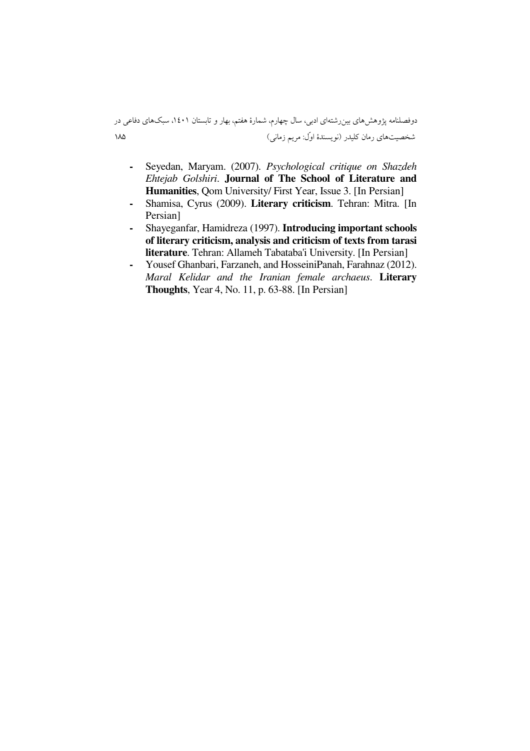- Seyedan, Maryam. (2007). *Psychological critique on Shazdeh Ehtejab Golshiri*. **Journal of The School of Literature and Humanities**, Qom University/ First Year, Issue 3. [In Persian]
- Shamisa, Cyrus (2009). **Literary criticism**. Tehran: Mitra. [In Persian]
- Shayeganfar, Hamidreza (1997). **Introducing important schools of literary criticism, analysis and criticism of texts from tarasi literature**. Tehran: Allameh Tabataba'i University. [In Persian]
- Yousef Ghanbari, Farzaneh, and HosseiniPanah, Farahnaz (2012). *Maral Kelidar and the Iranian female archaeus*. **Literary Thoughts**, Year 4, No. 11, p. 63-88. [In Persian]